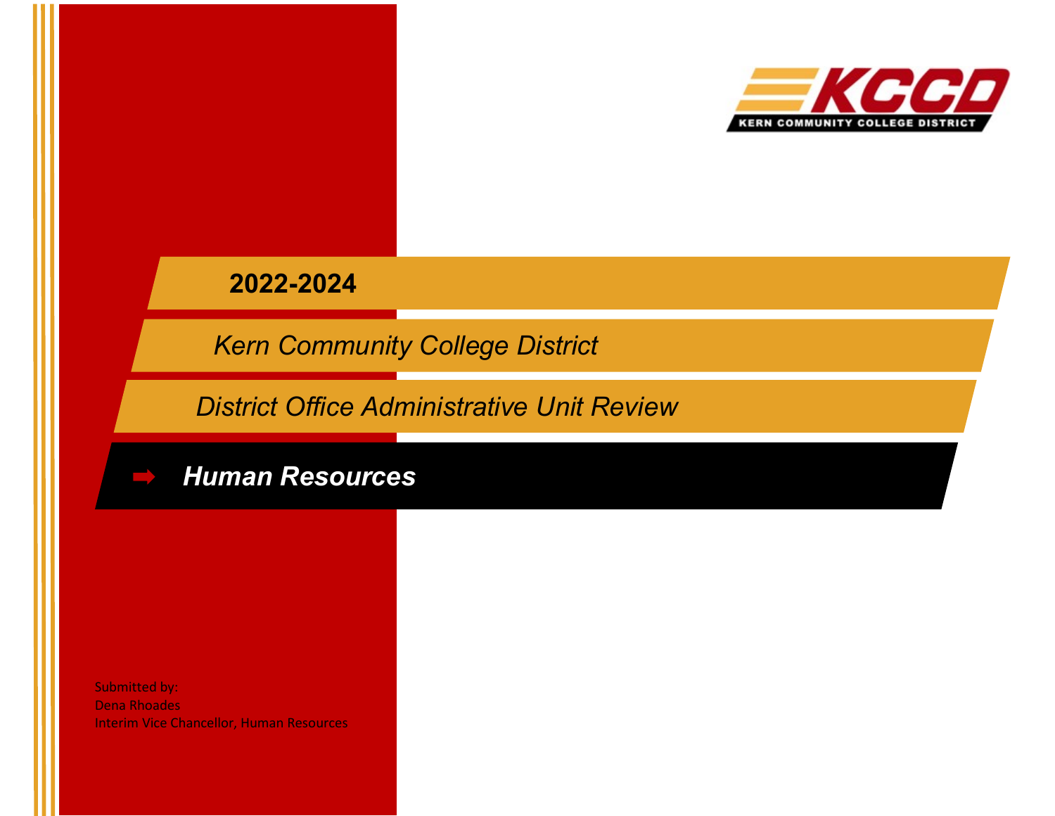KCCD
KERN COMMUNITY COLLEGE DISTRICT

# 2022-2024

## *Kern Community College District*

## *District Office Administrative Unit Review*

## ➡ ***Human Resources***

Submitted by:
Dena Rhoades
Interim Vice Chancellor, Human Resources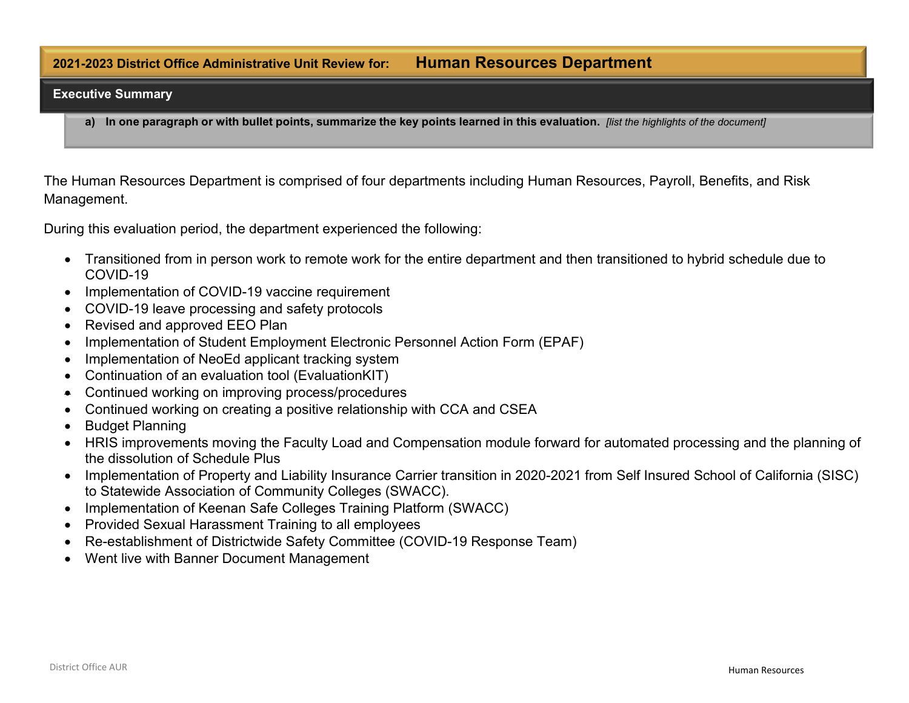# 2021-2023 District Office Administrative Unit Review for: Human Resources Department

## Executive Summary

**a) In one paragraph or with bullet points, summarize the key points learned in this evaluation.** *[list the highlights of the document]*

The Human Resources Department is comprised of four departments including Human Resources, Payroll, Benefits, and Risk Management.

During this evaluation period, the department experienced the following:

- Transitioned from in person work to remote work for the entire department and then transitioned to hybrid schedule due to COVID-19
- Implementation of COVID-19 vaccine requirement
- COVID-19 leave processing and safety protocols
- Revised and approved EEO Plan
- Implementation of Student Employment Electronic Personnel Action Form (EPAF)
- Implementation of NeoEd applicant tracking system
- Continuation of an evaluation tool (EvaluationKIT)
- Continued working on improving process/procedures
- Continued working on creating a positive relationship with CCA and CSEA
- Budget Planning
- HRIS improvements moving the Faculty Load and Compensation module forward for automated processing and the planning of the dissolution of Schedule Plus
- Implementation of Property and Liability Insurance Carrier transition in 2020-2021 from Self Insured School of California (SISC) to Statewide Association of Community Colleges (SWACC).
- Implementation of Keenan Safe Colleges Training Platform (SWACC)
- Provided Sexual Harassment Training to all employees
- Re-establishment of Districtwide Safety Committee (COVID-19 Response Team)
- Went live with Banner Document Management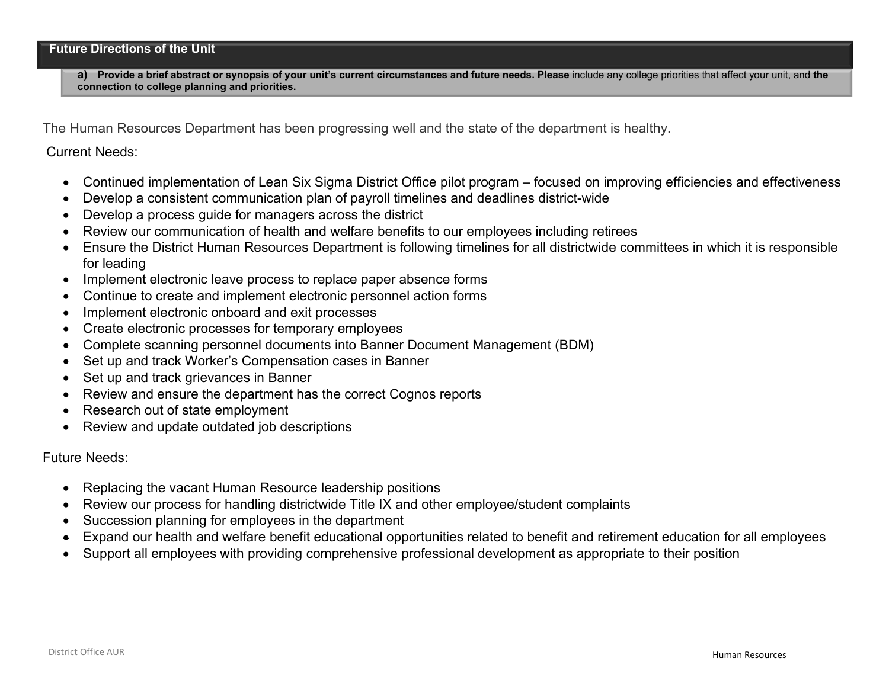## Future Directions of the Unit

**a) Provide a brief abstract or synopsis of your unit's current circumstances and future needs. Please** include any college priorities that affect your unit, and **the connection to college planning and priorities.**

The Human Resources Department has been progressing well and the state of the department is healthy.

Current Needs:

- Continued implementation of Lean Six Sigma District Office pilot program – focused on improving efficiencies and effectiveness
- Develop a consistent communication plan of payroll timelines and deadlines district-wide
- Develop a process guide for managers across the district
- Review our communication of health and welfare benefits to our employees including retirees
- Ensure the District Human Resources Department is following timelines for all districtwide committees in which it is responsible for leading
- Implement electronic leave process to replace paper absence forms
- Continue to create and implement electronic personnel action forms
- Implement electronic onboard and exit processes
- Create electronic processes for temporary employees
- Complete scanning personnel documents into Banner Document Management (BDM)
- Set up and track Worker's Compensation cases in Banner
- Set up and track grievances in Banner
- Review and ensure the department has the correct Cognos reports
- Research out of state employment
- Review and update outdated job descriptions

Future Needs:

- Replacing the vacant Human Resource leadership positions
- Review our process for handling districtwide Title IX and other employee/student complaints
- Succession planning for employees in the department
- Expand our health and welfare benefit educational opportunities related to benefit and retirement education for all employees
- Support all employees with providing comprehensive professional development as appropriate to their position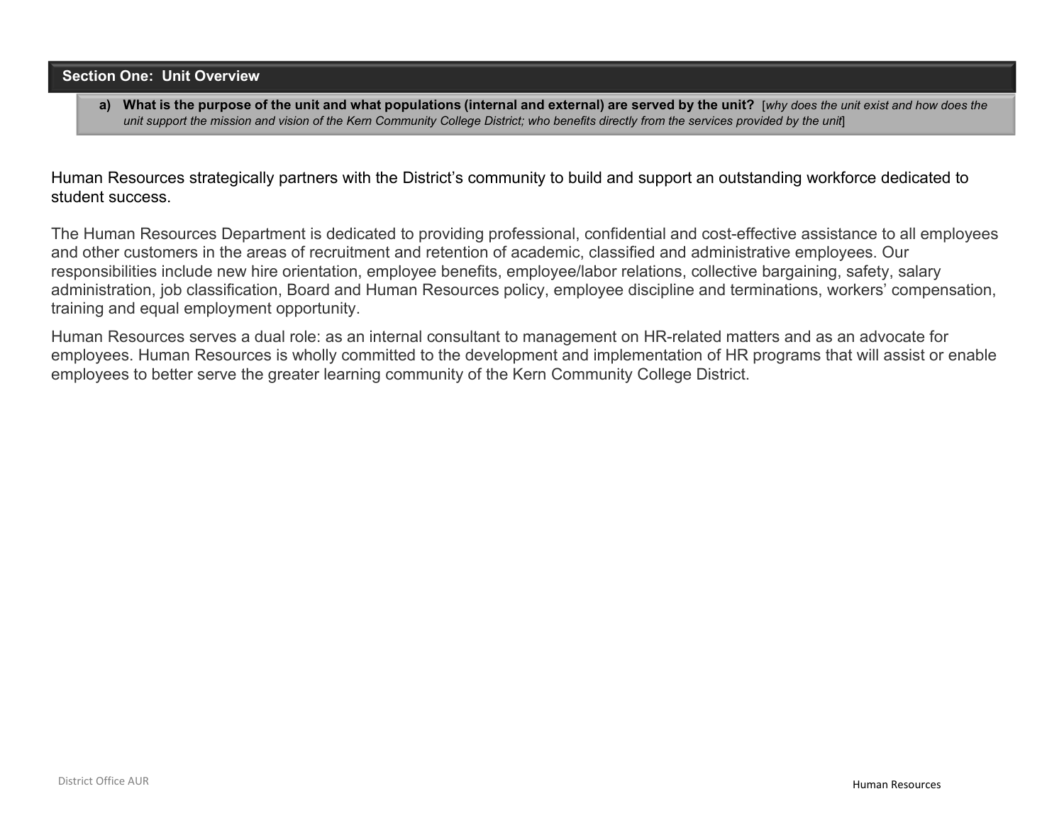## Section One: Unit Overview

**a) What is the purpose of the unit and what populations (internal and external) are served by the unit?** [*why does the unit exist and how does the unit support the mission and vision of the Kern Community College District; who benefits directly from the services provided by the unit*]

Human Resources strategically partners with the District's community to build and support an outstanding workforce dedicated to student success.

The Human Resources Department is dedicated to providing professional, confidential and cost-effective assistance to all employees and other customers in the areas of recruitment and retention of academic, classified and administrative employees. Our responsibilities include new hire orientation, employee benefits, employee/labor relations, collective bargaining, safety, salary administration, job classification, Board and Human Resources policy, employee discipline and terminations, workers' compensation, training and equal employment opportunity.

Human Resources serves a dual role: as an internal consultant to management on HR-related matters and as an advocate for employees. Human Resources is wholly committed to the development and implementation of HR programs that will assist or enable employees to better serve the greater learning community of the Kern Community College District.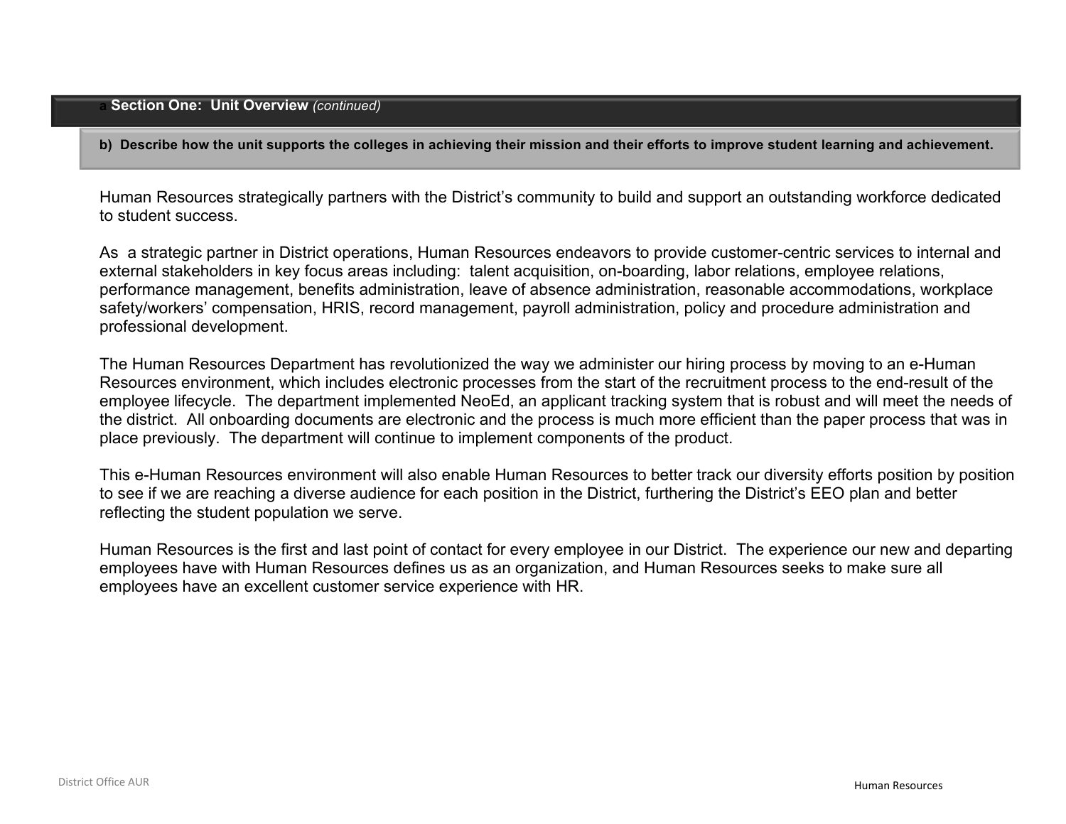## a Section One: Unit Overview *(continued)*

**b) Describe how the unit supports the colleges in achieving their mission and their efforts to improve student learning and achievement.**

Human Resources strategically partners with the District's community to build and support an outstanding workforce dedicated to student success.

As a strategic partner in District operations, Human Resources endeavors to provide customer-centric services to internal and external stakeholders in key focus areas including: talent acquisition, on-boarding, labor relations, employee relations, performance management, benefits administration, leave of absence administration, reasonable accommodations, workplace safety/workers' compensation, HRIS, record management, payroll administration, policy and procedure administration and professional development.

The Human Resources Department has revolutionized the way we administer our hiring process by moving to an e-Human Resources environment, which includes electronic processes from the start of the recruitment process to the end-result of the employee lifecycle. The department implemented NeoEd, an applicant tracking system that is robust and will meet the needs of the district. All onboarding documents are electronic and the process is much more efficient than the paper process that was in place previously. The department will continue to implement components of the product.

This e-Human Resources environment will also enable Human Resources to better track our diversity efforts position by position to see if we are reaching a diverse audience for each position in the District, furthering the District's EEO plan and better reflecting the student population we serve.

Human Resources is the first and last point of contact for every employee in our District. The experience our new and departing employees have with Human Resources defines us as an organization, and Human Resources seeks to make sure all employees have an excellent customer service experience with HR.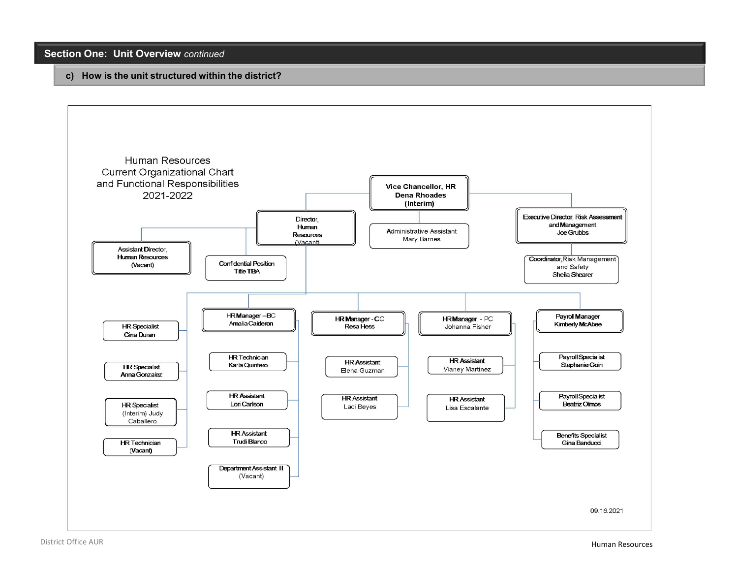## Section One: Unit Overview *continued*

### c) How is the unit structured within the district?

**Human Resources Current Organizational Chart and Functional Responsibilities 2021-2022**

- **Vice Chancellor, HR — Dena Rhoades (Interim)**
  - Administrative Assistant — Mary Barnes
  - Director, Human Resources (Vacant)
    - Assistant Director, Human Resources (Vacant)
    - Confidential Position Title TBA
    - HR Specialist — Gina Duran
    - HR Specialist — Anna Gonzalez
    - HR Specialist (Interim) — Judy Caballero
    - HR Technician (Vacant)
    - HR Manager – BC — Amalia Calderon
      - HR Technician — Karla Quintero
      - HR Assistant — Lori Carlson
      - HR Assistant — Trudi Blanco
      - Department Assistant III (Vacant)
    - HR Manager - CC — Resa Hess
      - HR Assistant — Elena Guzman
      - HR Assistant — Laci Beyes
    - HR Manager - PC — Johanna Fisher
      - HR Assistant — Vianey Martinez
      - HR Assistant — Lisa Escalante
    - Payroll Manager — Kimberly McAbee
      - Payroll Specialist — Stephanie Goin
      - Payroll Specialist — Beatriz Olmos
      - Benefits Specialist — Gina Banducci
  - Executive Director, Risk Assessment and Management — Joe Grubbs
    - Coordinator, Risk Management and Safety — Sheila Shearer

09.16.2021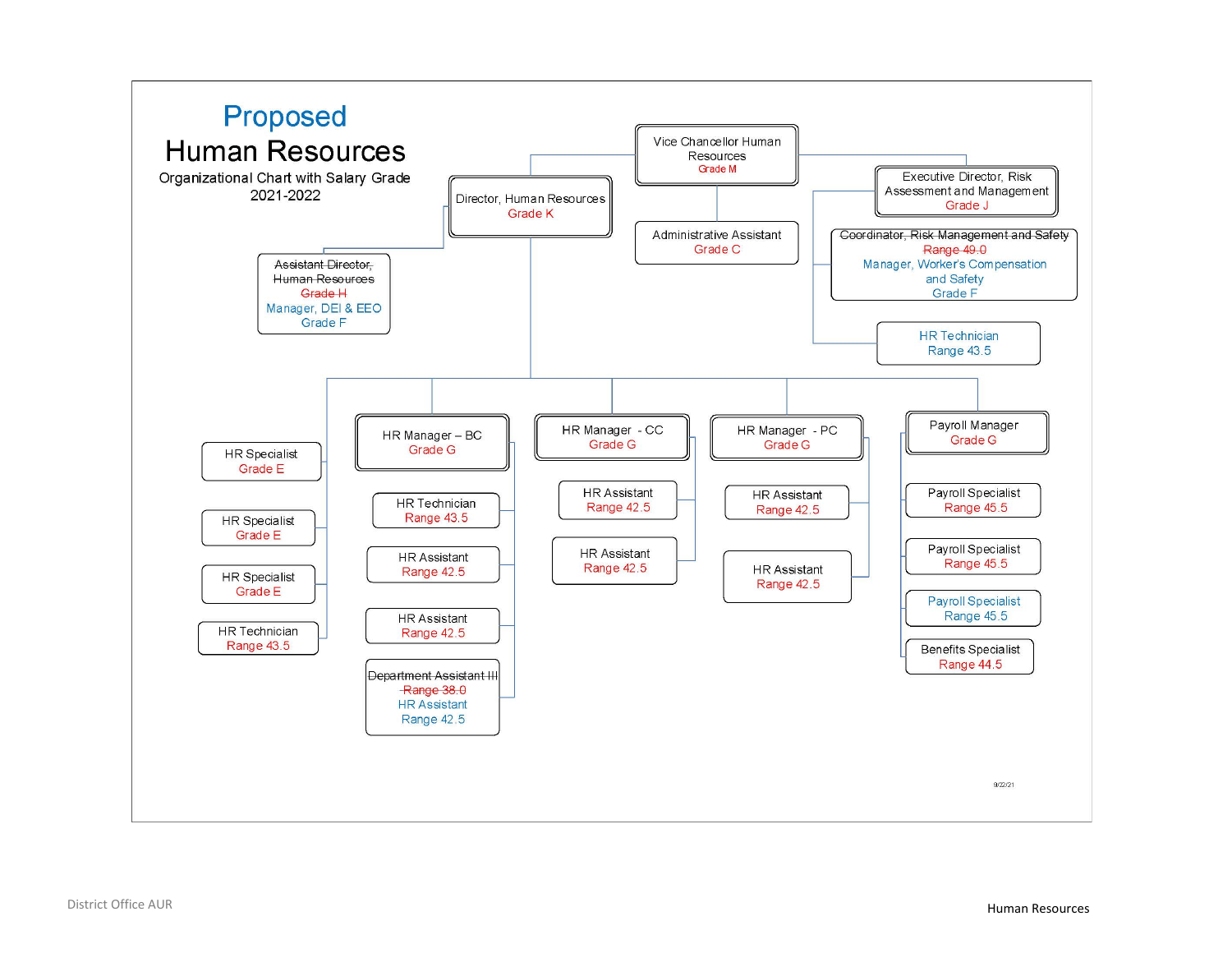# Proposed

# Human Resources

Organizational Chart with Salary Grade
2021-2022

**Vice Chancellor Human Resources** — Grade M

- **Administrative Assistant** — Grade C
- **Executive Director, Risk Assessment and Management** — Grade J
  - ~~Coordinator, Risk Management and Safety~~ ~~Range 49.0~~ — Manager, Worker's Compensation and Safety — Grade F
  - HR Technician — Range 43.5
- **Director, Human Resources** — Grade K
  - ~~Assistant Director, Human Resources~~ ~~Grade H~~ — Manager, DEI & EEO — Grade F
  - HR Specialist — Grade E
  - HR Specialist — Grade E
  - HR Specialist — Grade E
  - HR Technician — Range 43.5
  - **HR Manager – BC** — Grade G
    - HR Technician — Range 43.5
    - HR Assistant — Range 42.5
    - HR Assistant — Range 42.5
    - ~~Department Assistant III~~ ~~Range 38.0~~ — HR Assistant — Range 42.5
  - **HR Manager - CC** — Grade G
    - HR Assistant — Range 42.5
    - HR Assistant — Range 42.5
  - **HR Manager - PC** — Grade G
    - HR Assistant — Range 42.5
    - HR Assistant — Range 42.5
  - **Payroll Manager** — Grade G
    - Payroll Specialist — Range 45.5
    - Payroll Specialist — Range 45.5
    - Payroll Specialist — Range 45.5
    - Benefits Specialist — Range 44.5

9/22/21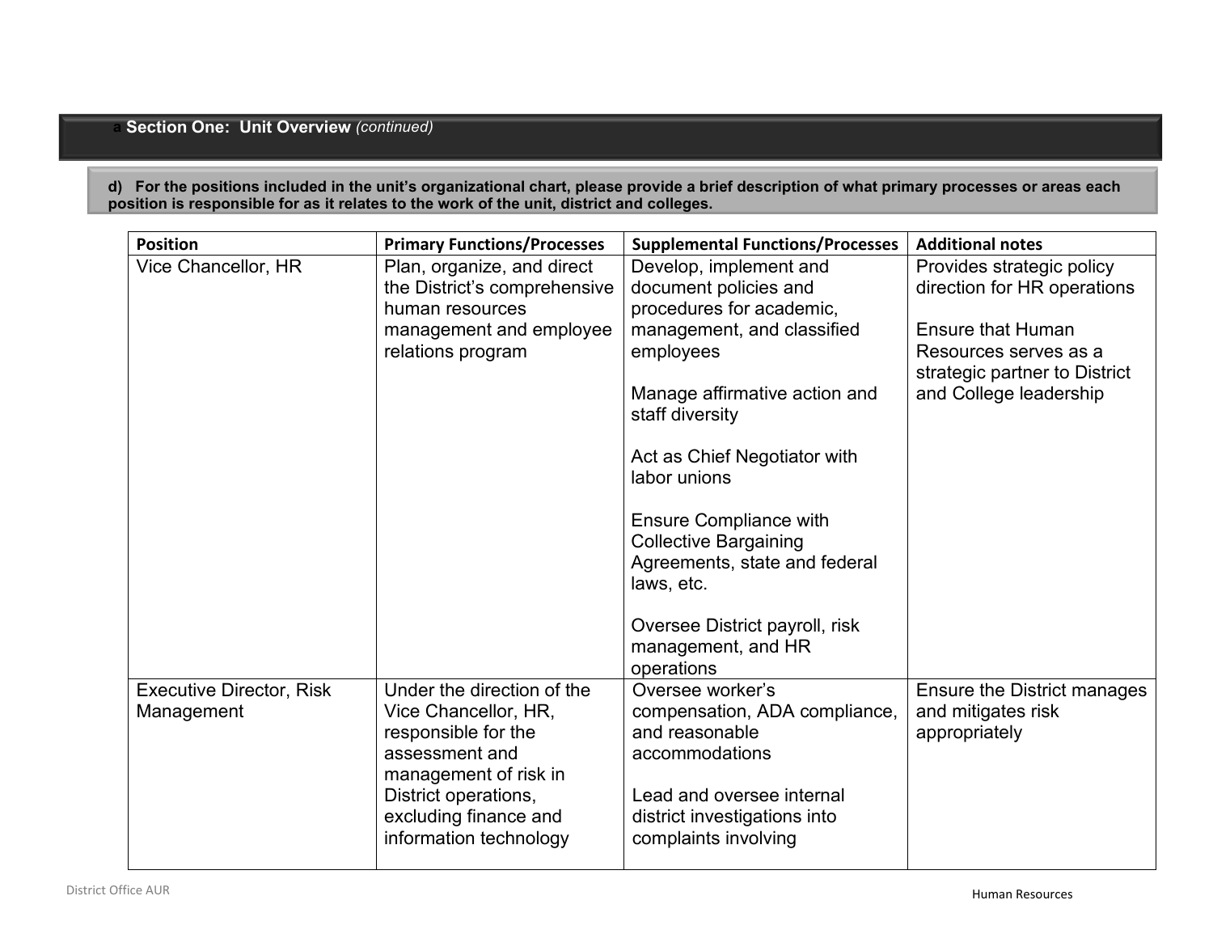## Section One: Unit Overview *(continued)*

**d) For the positions included in the unit's organizational chart, please provide a brief description of what primary processes or areas each position is responsible for as it relates to the work of the unit, district and colleges.**

| Position | Primary Functions/Processes | Supplemental Functions/Processes | Additional notes |
|---|---|---|---|
| Vice Chancellor, HR | Plan, organize, and direct the District's comprehensive human resources management and employee relations program | Develop, implement and document policies and procedures for academic, management, and classified employees<br><br>Manage affirmative action and staff diversity<br><br>Act as Chief Negotiator with labor unions<br><br>Ensure Compliance with Collective Bargaining Agreements, state and federal laws, etc.<br><br>Oversee District payroll, risk management, and HR operations | Provides strategic policy direction for HR operations<br><br>Ensure that Human Resources serves as a strategic partner to District and College leadership |
| Executive Director, Risk Management | Under the direction of the Vice Chancellor, HR, responsible for the assessment and management of risk in District operations, excluding finance and information technology | Oversee worker's compensation, ADA compliance, and reasonable accommodations<br><br>Lead and oversee internal district investigations into complaints involving | Ensure the District manages and mitigates risk appropriately |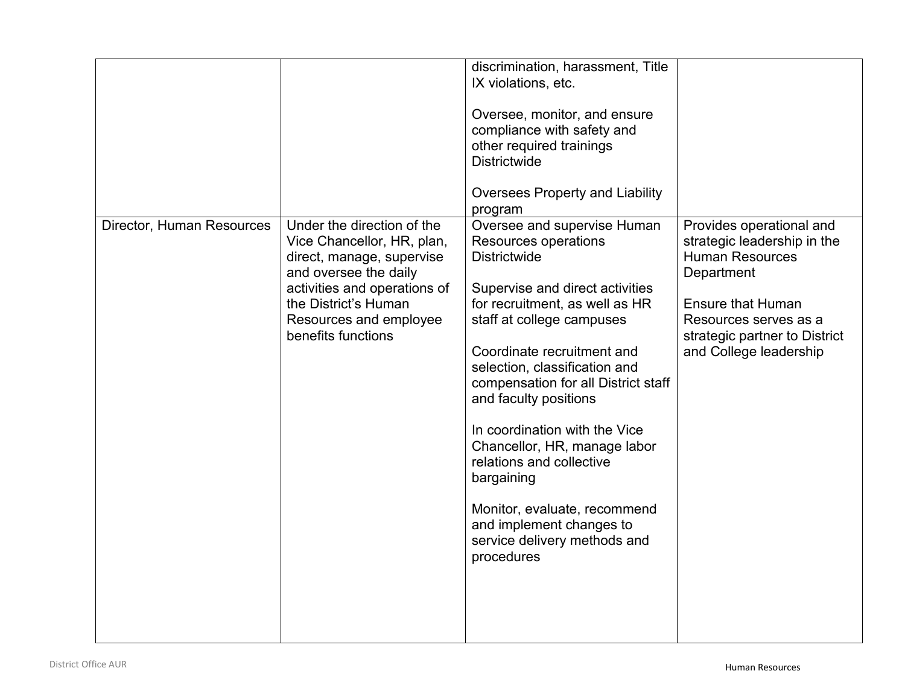| | | | |
|---|---|---|---|
| | | discrimination, harassment, Title IX violations, etc.<br><br>Oversee, monitor, and ensure compliance with safety and other required trainings Districtwide<br><br>Oversees Property and Liability program | |
| Director, Human Resources | Under the direction of the Vice Chancellor, HR, plan, direct, manage, supervise and oversee the daily activities and operations of the District's Human Resources and employee benefits functions | Oversee and supervise Human Resources operations Districtwide<br><br>Supervise and direct activities for recruitment, as well as HR staff at college campuses<br><br>Coordinate recruitment and selection, classification and compensation for all District staff and faculty positions<br><br>In coordination with the Vice Chancellor, HR, manage labor relations and collective bargaining<br><br>Monitor, evaluate, recommend and implement changes to service delivery methods and procedures | Provides operational and strategic leadership in the Human Resources Department<br><br>Ensure that Human Resources serves as a strategic partner to District and College leadership |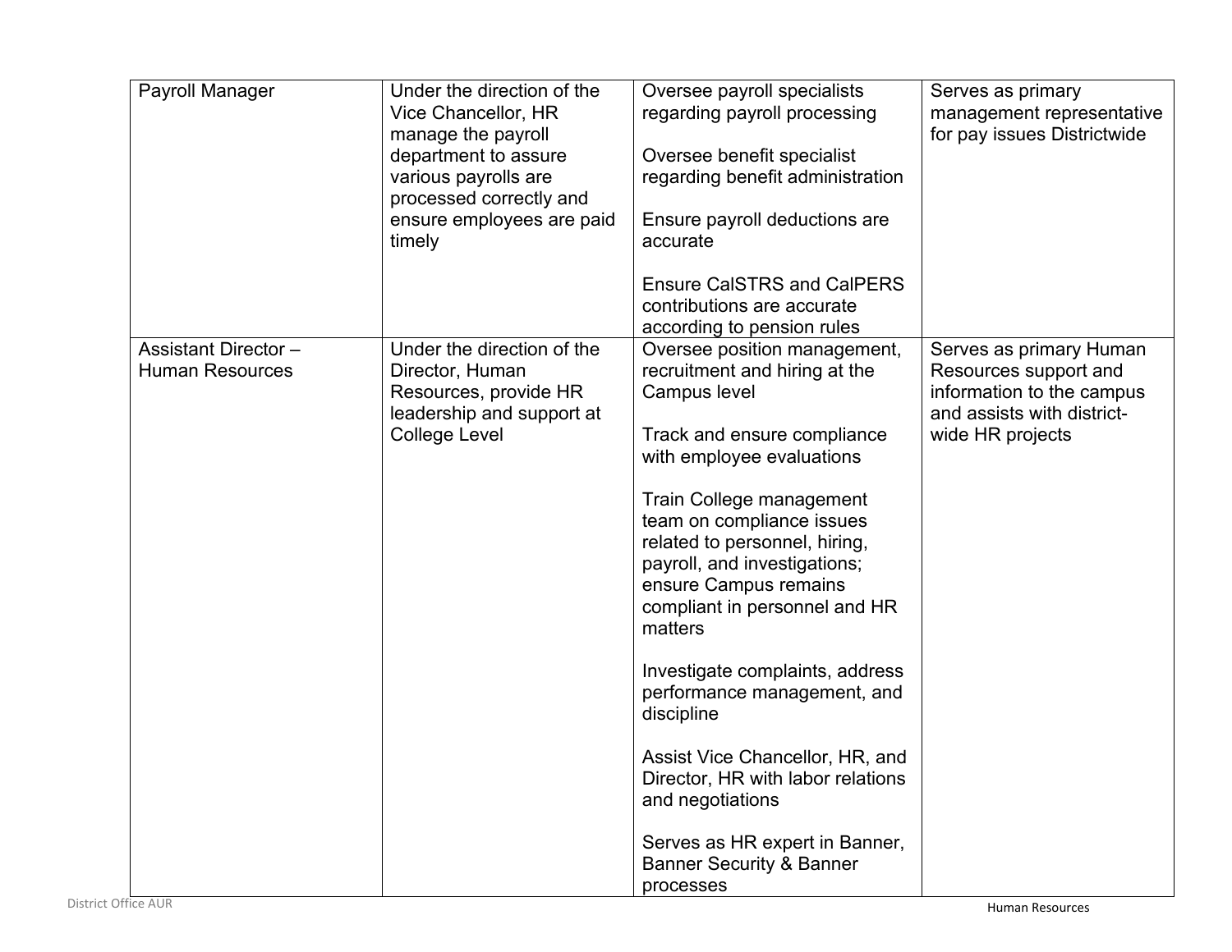| Payroll Manager | Under the direction of the Vice Chancellor, HR manage the payroll department to assure various payrolls are processed correctly and ensure employees are paid timely | Oversee payroll specialists regarding payroll processing<br><br>Oversee benefit specialist regarding benefit administration<br><br>Ensure payroll deductions are accurate<br><br>Ensure CalSTRS and CalPERS contributions are accurate according to pension rules | Serves as primary management representative for pay issues Districtwide |
|---|---|---|---|
| Assistant Director – Human Resources | Under the direction of the Director, Human Resources, provide HR leadership and support at College Level | Oversee position management, recruitment and hiring at the Campus level<br><br>Track and ensure compliance with employee evaluations<br><br>Train College management team on compliance issues related to personnel, hiring, payroll, and investigations; ensure Campus remains compliant in personnel and HR matters<br><br>Investigate complaints, address performance management, and discipline<br><br>Assist Vice Chancellor, HR, and Director, HR with labor relations and negotiations<br><br>Serves as HR expert in Banner, Banner Security & Banner processes | Serves as primary Human Resources support and information to the campus and assists with district-wide HR projects |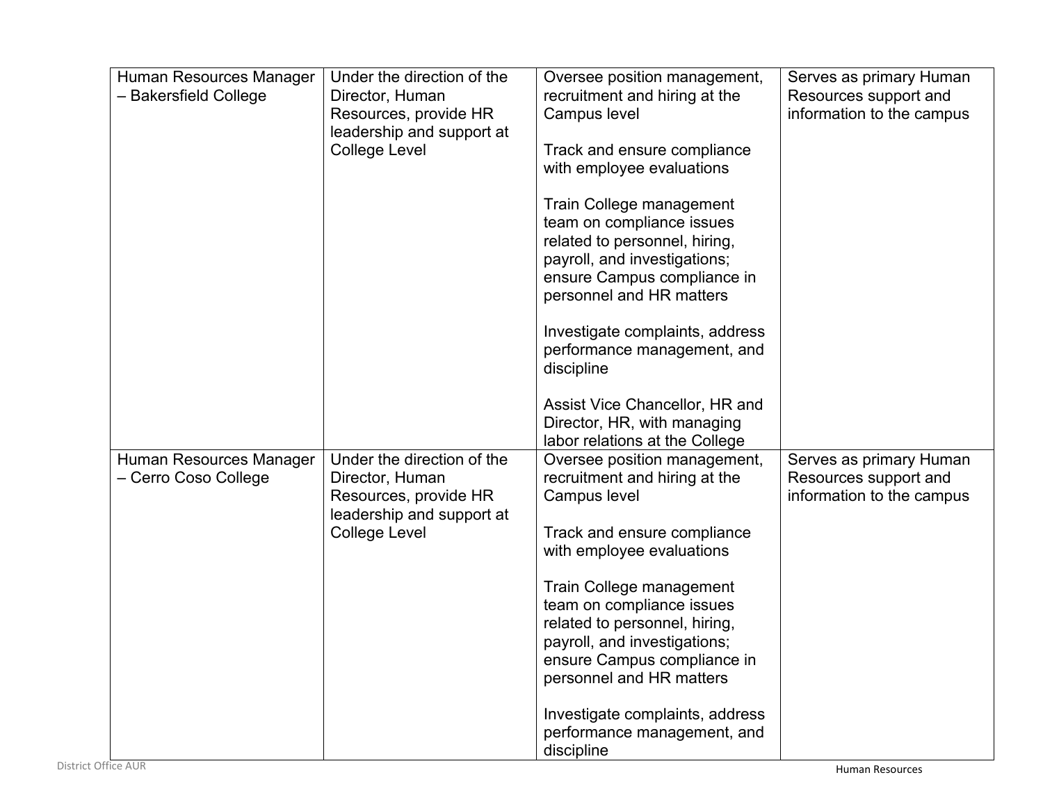| Human Resources Manager – Bakersfield College | Under the direction of the Director, Human Resources, provide HR leadership and support at College Level | Oversee position management, recruitment and hiring at the Campus level<br><br>Track and ensure compliance with employee evaluations<br><br>Train College management team on compliance issues related to personnel, hiring, payroll, and investigations; ensure Campus compliance in personnel and HR matters<br><br>Investigate complaints, address performance management, and discipline<br><br>Assist Vice Chancellor, HR and Director, HR, with managing labor relations at the College | Serves as primary Human Resources support and information to the campus |
|---|---|---|---|
| Human Resources Manager – Cerro Coso College | Under the direction of the Director, Human Resources, provide HR leadership and support at College Level | Oversee position management, recruitment and hiring at the Campus level<br><br>Track and ensure compliance with employee evaluations<br><br>Train College management team on compliance issues related to personnel, hiring, payroll, and investigations; ensure Campus compliance in personnel and HR matters<br><br>Investigate complaints, address performance management, and discipline | Serves as primary Human Resources support and information to the campus |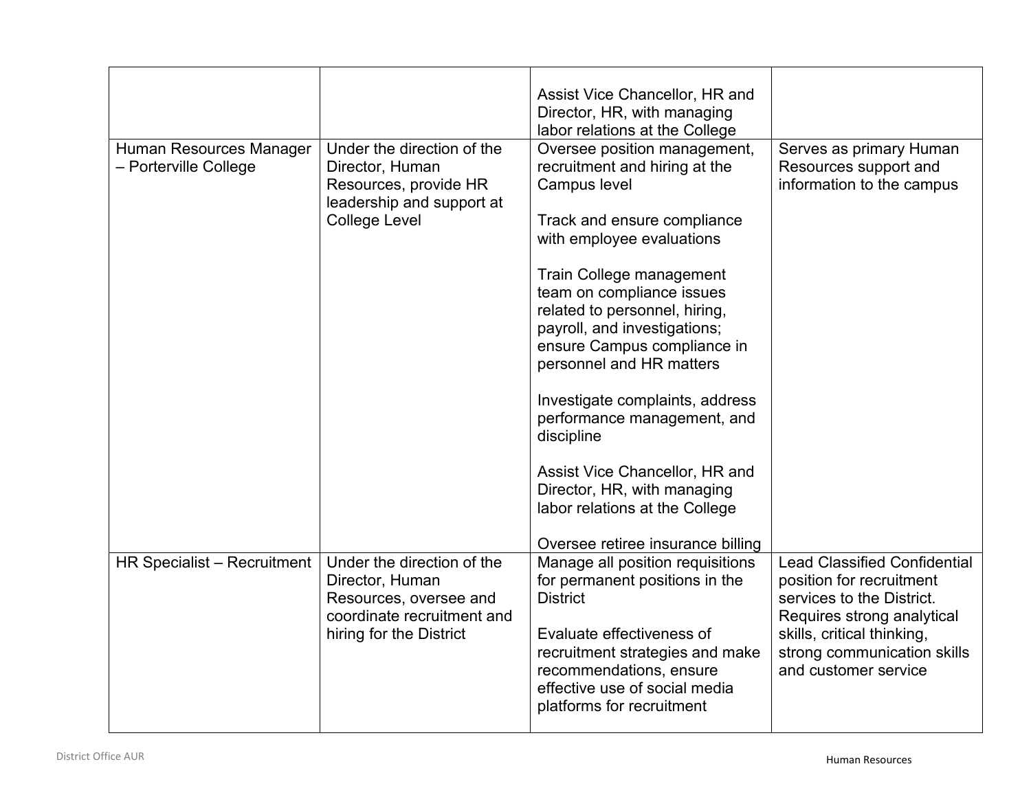| | | | |
|---|---|---|---|
| | | Assist Vice Chancellor, HR and Director, HR, with managing labor relations at the College | |
| Human Resources Manager – Porterville College | Under the direction of the Director, Human Resources, provide HR leadership and support at College Level | Oversee position management, recruitment and hiring at the Campus level<br><br>Track and ensure compliance with employee evaluations<br><br>Train College management team on compliance issues related to personnel, hiring, payroll, and investigations; ensure Campus compliance in personnel and HR matters<br><br>Investigate complaints, address performance management, and discipline<br><br>Assist Vice Chancellor, HR and Director, HR, with managing labor relations at the College<br><br>Oversee retiree insurance billing | Serves as primary Human Resources support and information to the campus |
| HR Specialist – Recruitment | Under the direction of the Director, Human Resources, oversee and coordinate recruitment and hiring for the District | Manage all position requisitions for permanent positions in the District<br><br>Evaluate effectiveness of recruitment strategies and make recommendations, ensure effective use of social media platforms for recruitment | Lead Classified Confidential position for recruitment services to the District. Requires strong analytical skills, critical thinking, strong communication skills and customer service |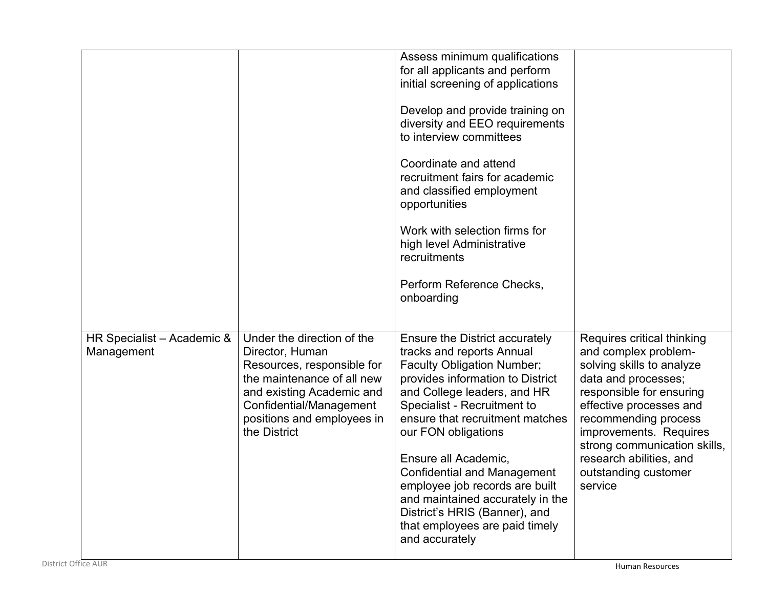| | | | |
|---|---|---|---|
| | | Assess minimum qualifications for all applicants and perform initial screening of applications<br><br>Develop and provide training on diversity and EEO requirements to interview committees<br><br>Coordinate and attend recruitment fairs for academic and classified employment opportunities<br><br>Work with selection firms for high level Administrative recruitments<br><br>Perform Reference Checks, onboarding | |
| HR Specialist – Academic & Management | Under the direction of the Director, Human Resources, responsible for the maintenance of all new and existing Academic and Confidential/Management positions and employees in the District | Ensure the District accurately tracks and reports Annual Faculty Obligation Number; provides information to District and College leaders, and HR Specialist - Recruitment to ensure that recruitment matches our FON obligations<br><br>Ensure all Academic, Confidential and Management employee job records are built and maintained accurately in the District's HRIS (Banner), and that employees are paid timely and accurately | Requires critical thinking and complex problem-solving skills to analyze data and processes; responsible for ensuring effective processes and recommending process improvements. Requires strong communication skills, research abilities, and outstanding customer service |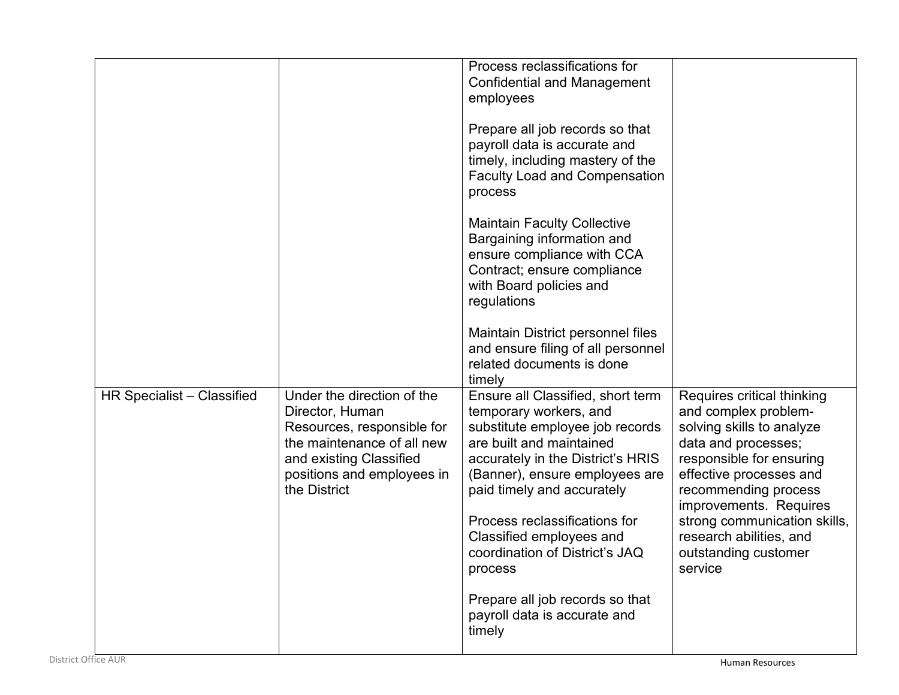| | | | |
|---|---|---|---|
| | | Process reclassifications for Confidential and Management employees<br><br>Prepare all job records so that payroll data is accurate and timely, including mastery of the Faculty Load and Compensation process<br><br>Maintain Faculty Collective Bargaining information and ensure compliance with CCA Contract; ensure compliance with Board policies and regulations<br><br>Maintain District personnel files and ensure filing of all personnel related documents is done timely | |
| HR Specialist – Classified | Under the direction of the Director, Human Resources, responsible for the maintenance of all new and existing Classified positions and employees in the District | Ensure all Classified, short term temporary workers, and substitute employee job records are built and maintained accurately in the District's HRIS (Banner), ensure employees are paid timely and accurately<br><br>Process reclassifications for Classified employees and coordination of District's JAQ process<br><br>Prepare all job records so that payroll data is accurate and timely | Requires critical thinking and complex problem-solving skills to analyze data and processes; responsible for ensuring effective processes and recommending process improvements. Requires strong communication skills, research abilities, and outstanding customer service |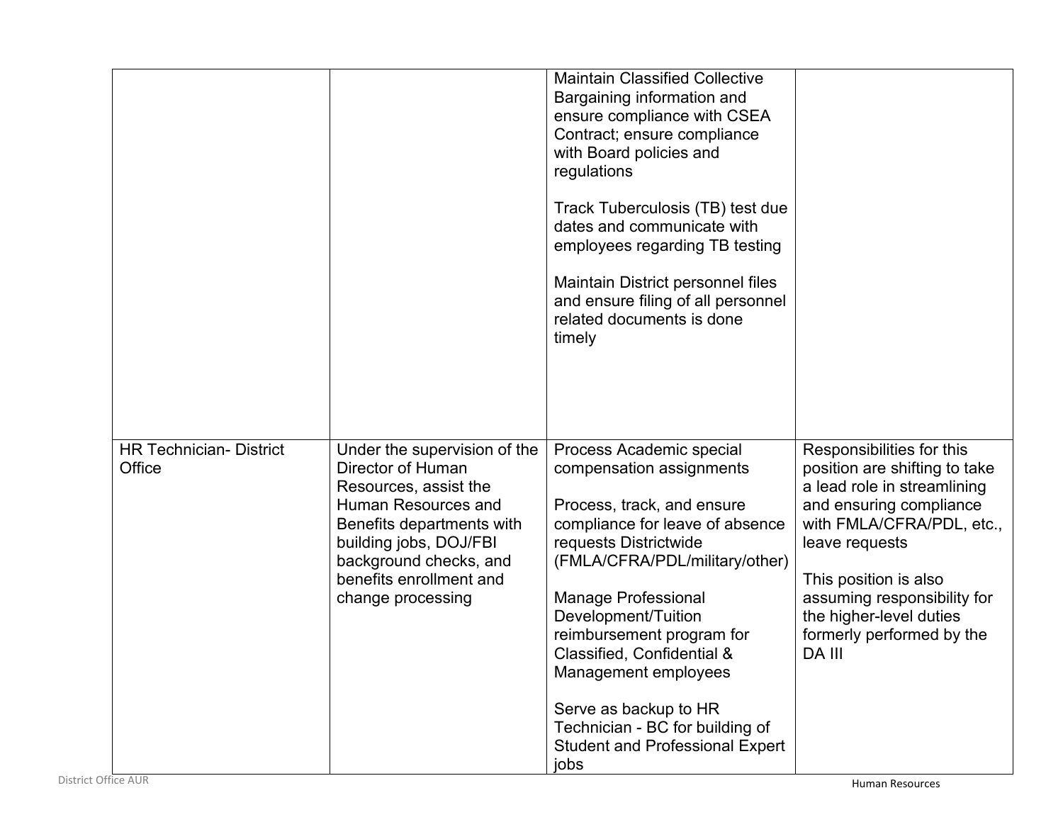| | | | |
|---|---|---|---|
| | | Maintain Classified Collective Bargaining information and ensure compliance with CSEA Contract; ensure compliance with Board policies and regulations<br><br>Track Tuberculosis (TB) test due dates and communicate with employees regarding TB testing<br><br>Maintain District personnel files and ensure filing of all personnel related documents is done timely | |
| HR Technician- District Office | Under the supervision of the Director of Human Resources, assist the Human Resources and Benefits departments with building jobs, DOJ/FBI background checks, and benefits enrollment and change processing | Process Academic special compensation assignments<br><br>Process, track, and ensure compliance for leave of absence requests Districtwide (FMLA/CFRA/PDL/military/other)<br><br>Manage Professional Development/Tuition reimbursement program for Classified, Confidential & Management employees<br><br>Serve as backup to HR Technician - BC for building of Student and Professional Expert jobs | Responsibilities for this position are shifting to take a lead role in streamlining and ensuring compliance with FMLA/CFRA/PDL, etc., leave requests<br><br>This position is also assuming responsibility for the higher-level duties formerly performed by the DA III |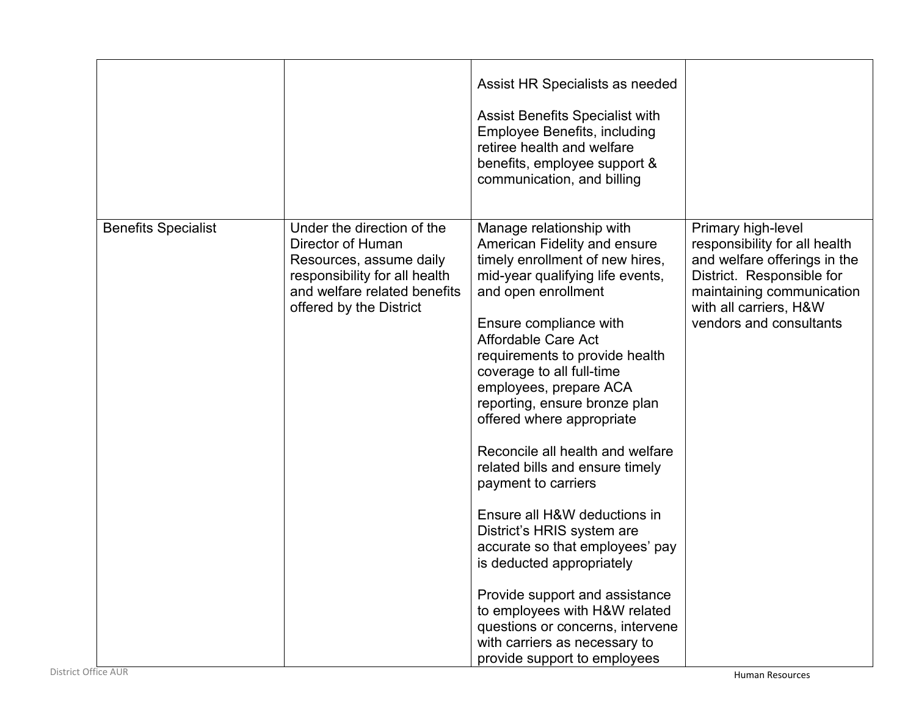| | | | |
|---|---|---|---|
| | | Assist HR Specialists as needed<br><br>Assist Benefits Specialist with Employee Benefits, including retiree health and welfare benefits, employee support & communication, and billing | |
| Benefits Specialist | Under the direction of the Director of Human Resources, assume daily responsibility for all health and welfare related benefits offered by the District | Manage relationship with American Fidelity and ensure timely enrollment of new hires, mid-year qualifying life events, and open enrollment<br><br>Ensure compliance with Affordable Care Act requirements to provide health coverage to all full-time employees, prepare ACA reporting, ensure bronze plan offered where appropriate<br><br>Reconcile all health and welfare related bills and ensure timely payment to carriers<br><br>Ensure all H&W deductions in District's HRIS system are accurate so that employees' pay is deducted appropriately<br><br>Provide support and assistance to employees with H&W related questions or concerns, intervene with carriers as necessary to provide support to employees | Primary high-level responsibility for all health and welfare offerings in the District. Responsible for maintaining communication with all carriers, H&W vendors and consultants |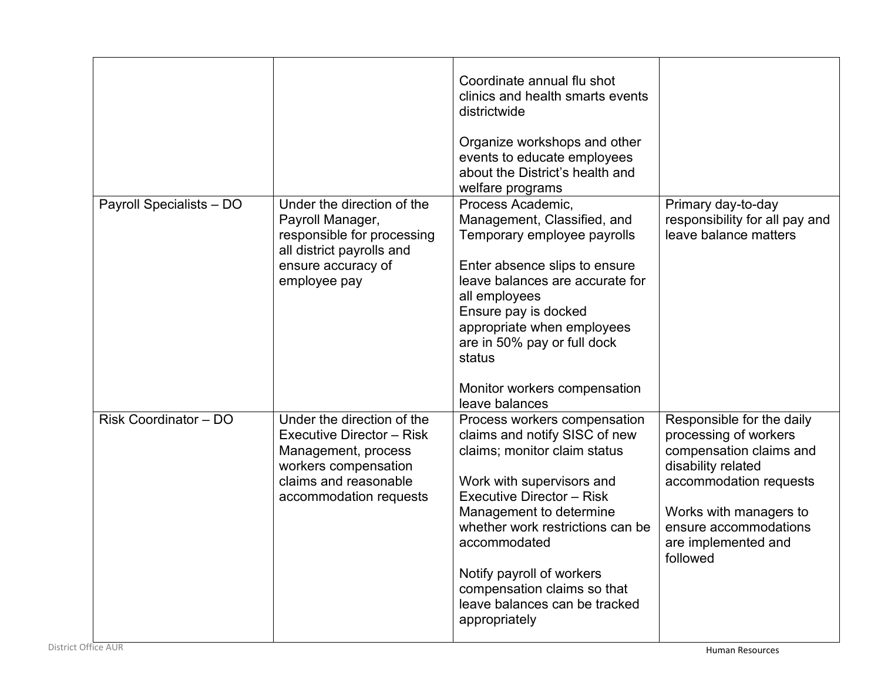| | | | |
|---|---|---|---|
| | | Coordinate annual flu shot clinics and health smarts events districtwide<br><br>Organize workshops and other events to educate employees about the District's health and welfare programs | |
| Payroll Specialists – DO | Under the direction of the Payroll Manager, responsible for processing all district payrolls and ensure accuracy of employee pay | Process Academic, Management, Classified, and Temporary employee payrolls<br><br>Enter absence slips to ensure leave balances are accurate for all employees<br>Ensure pay is docked appropriate when employees are in 50% pay or full dock status<br><br>Monitor workers compensation leave balances | Primary day-to-day responsibility for all pay and leave balance matters |
| Risk Coordinator – DO | Under the direction of the Executive Director – Risk Management, process workers compensation claims and reasonable accommodation requests | Process workers compensation claims and notify SISC of new claims; monitor claim status<br><br>Work with supervisors and Executive Director – Risk Management to determine whether work restrictions can be accommodated<br><br>Notify payroll of workers compensation claims so that leave balances can be tracked appropriately | Responsible for the daily processing of workers compensation claims and disability related accommodation requests<br><br>Works with managers to ensure accommodations are implemented and followed |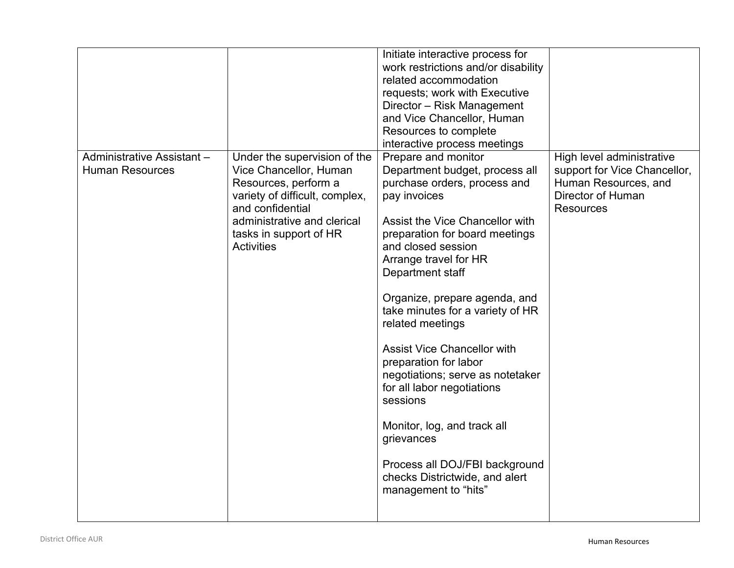| | | | |
|---|---|---|---|
| | | Initiate interactive process for work restrictions and/or disability related accommodation requests; work with Executive Director – Risk Management and Vice Chancellor, Human Resources to complete interactive process meetings | |
| Administrative Assistant – Human Resources | Under the supervision of the Vice Chancellor, Human Resources, perform a variety of difficult, complex, and confidential administrative and clerical tasks in support of HR Activities | Prepare and monitor Department budget, process all purchase orders, process and pay invoices<br><br>Assist the Vice Chancellor with preparation for board meetings and closed session<br>Arrange travel for HR Department staff<br><br>Organize, prepare agenda, and take minutes for a variety of HR related meetings<br><br>Assist Vice Chancellor with preparation for labor negotiations; serve as notetaker for all labor negotiations sessions<br><br>Monitor, log, and track all grievances<br><br>Process all DOJ/FBI background checks Districtwide, and alert management to "hits" | High level administrative support for Vice Chancellor, Human Resources, and Director of Human Resources |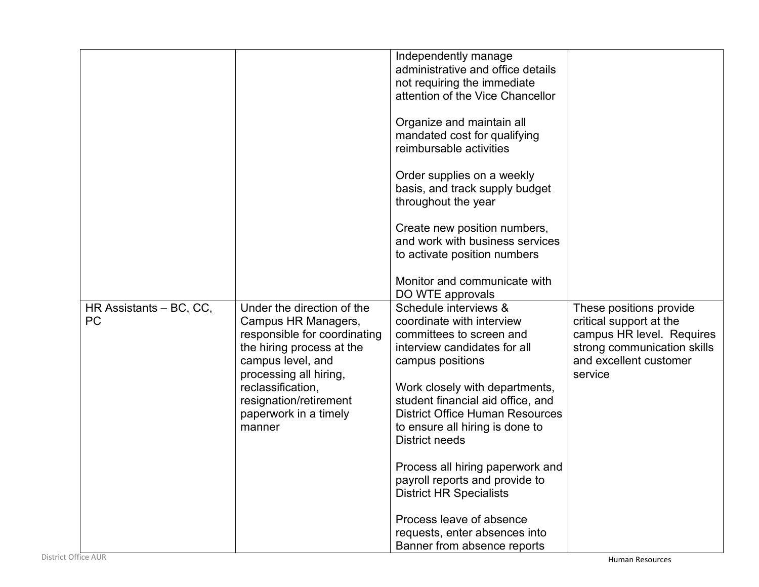| | | | |
|---|---|---|---|
| | | Independently manage administrative and office details not requiring the immediate attention of the Vice Chancellor<br><br>Organize and maintain all mandated cost for qualifying reimbursable activities<br><br>Order supplies on a weekly basis, and track supply budget throughout the year<br><br>Create new position numbers, and work with business services to activate position numbers<br><br>Monitor and communicate with DO WTE approvals | |
| HR Assistants – BC, CC, PC | Under the direction of the Campus HR Managers, responsible for coordinating the hiring process at the campus level, and processing all hiring, reclassification, resignation/retirement paperwork in a timely manner | Schedule interviews & coordinate with interview committees to screen and interview candidates for all campus positions<br><br>Work closely with departments, student financial aid office, and District Office Human Resources to ensure all hiring is done to District needs<br><br>Process all hiring paperwork and payroll reports and provide to District HR Specialists<br><br>Process leave of absence requests, enter absences into Banner from absence reports | These positions provide critical support at the campus HR level. Requires strong communication skills and excellent customer service |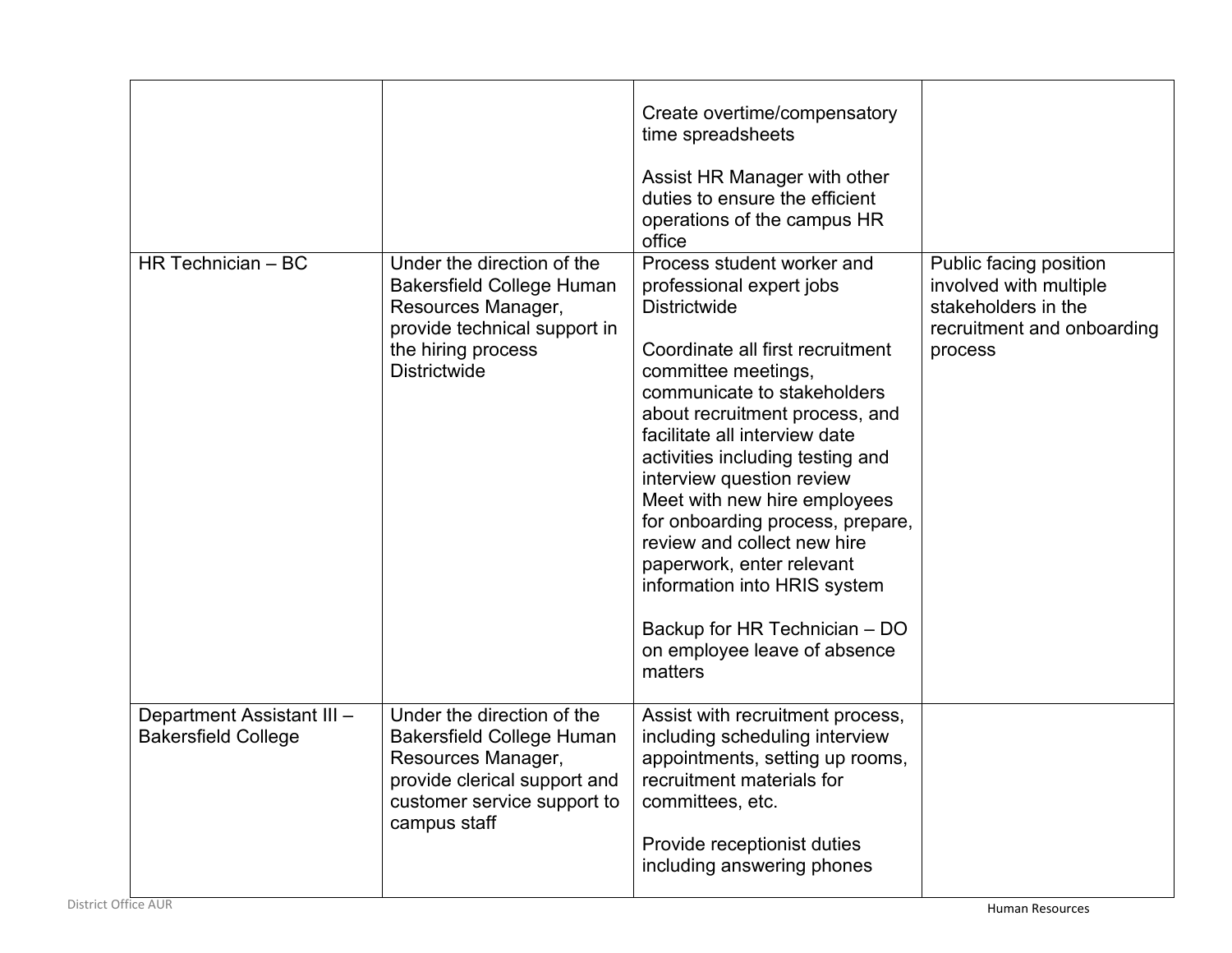| | | | |
|---|---|---|---|
| | | Create overtime/compensatory time spreadsheets<br><br>Assist HR Manager with other duties to ensure the efficient operations of the campus HR office | |
| HR Technician – BC | Under the direction of the Bakersfield College Human Resources Manager, provide technical support in the hiring process Districtwide | Process student worker and professional expert jobs Districtwide<br><br>Coordinate all first recruitment committee meetings, communicate to stakeholders about recruitment process, and facilitate all interview date activities including testing and interview question review<br>Meet with new hire employees for onboarding process, prepare, review and collect new hire paperwork, enter relevant information into HRIS system<br><br>Backup for HR Technician – DO on employee leave of absence matters | Public facing position involved with multiple stakeholders in the recruitment and onboarding process |
| Department Assistant III – Bakersfield College | Under the direction of the Bakersfield College Human Resources Manager, provide clerical support and customer service support to campus staff | Assist with recruitment process, including scheduling interview appointments, setting up rooms, recruitment materials for committees, etc.<br><br>Provide receptionist duties including answering phones | |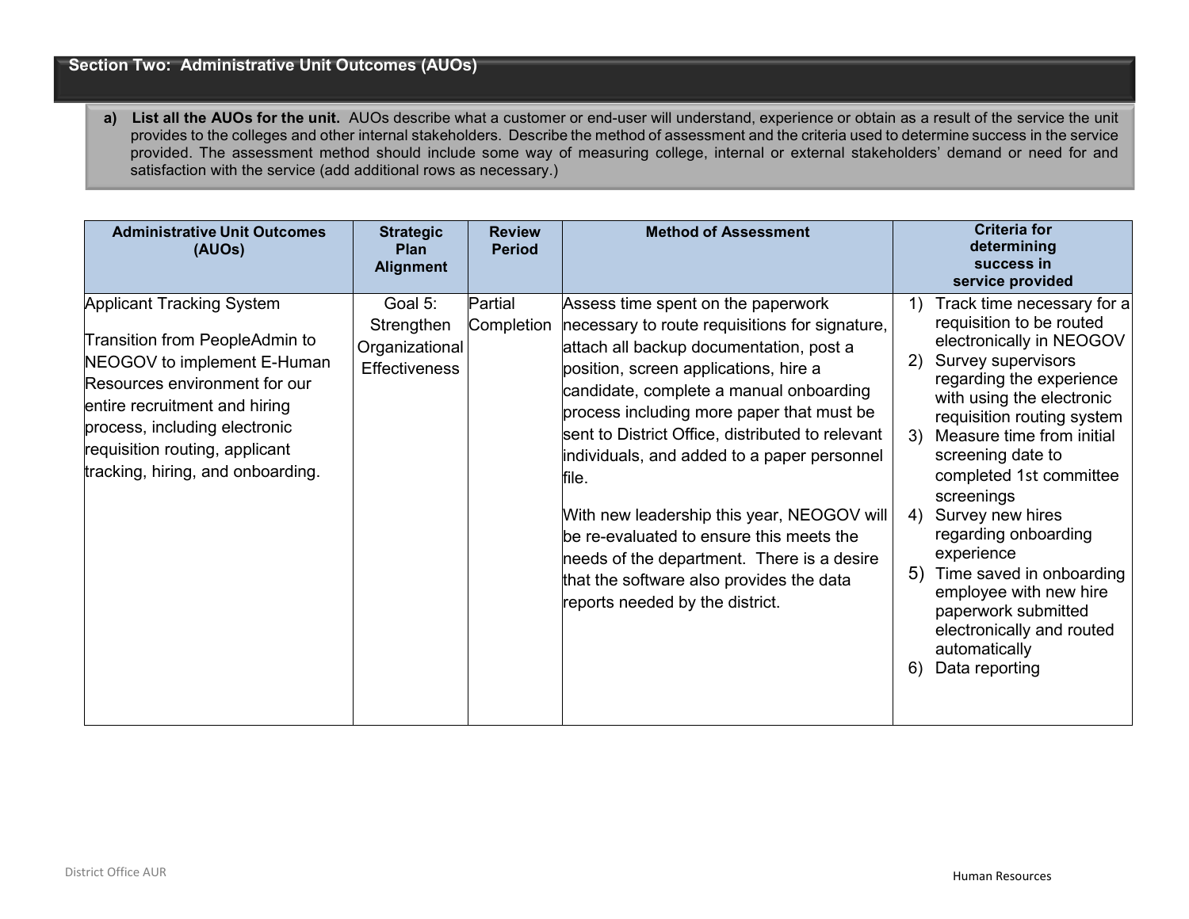## Section Two: Administrative Unit Outcomes (AUOs)

**a) List all the AUOs for the unit.** AUOs describe what a customer or end-user will understand, experience or obtain as a result of the service the unit provides to the colleges and other internal stakeholders. Describe the method of assessment and the criteria used to determine success in the service provided. The assessment method should include some way of measuring college, internal or external stakeholders' demand or need for and satisfaction with the service (add additional rows as necessary.)

| Administrative Unit Outcomes (AUOs) | Strategic Plan Alignment | Review Period | Method of Assessment | Criteria for determining success in service provided |
|---|---|---|---|---|
| Applicant Tracking System<br><br>Transition from PeopleAdmin to NEOGOV to implement E-Human Resources environment for our entire recruitment and hiring process, including electronic requisition routing, applicant tracking, hiring, and onboarding. | Goal 5: Strengthen Organizational Effectiveness | Partial Completion | Assess time spent on the paperwork necessary to route requisitions for signature, attach all backup documentation, post a position, screen applications, hire a candidate, complete a manual onboarding process including more paper that must be sent to District Office, distributed to relevant individuals, and added to a paper personnel file.<br><br>With new leadership this year, NEOGOV will be re-evaluated to ensure this meets the needs of the department. There is a desire that the software also provides the data reports needed by the district. | 1) Track time necessary for a requisition to be routed electronically in NEOGOV<br>2) Survey supervisors regarding the experience with using the electronic requisition routing system<br>3) Measure time from initial screening date to completed 1st committee screenings<br>4) Survey new hires regarding onboarding experience<br>5) Time saved in onboarding employee with new hire paperwork submitted electronically and routed automatically<br>6) Data reporting |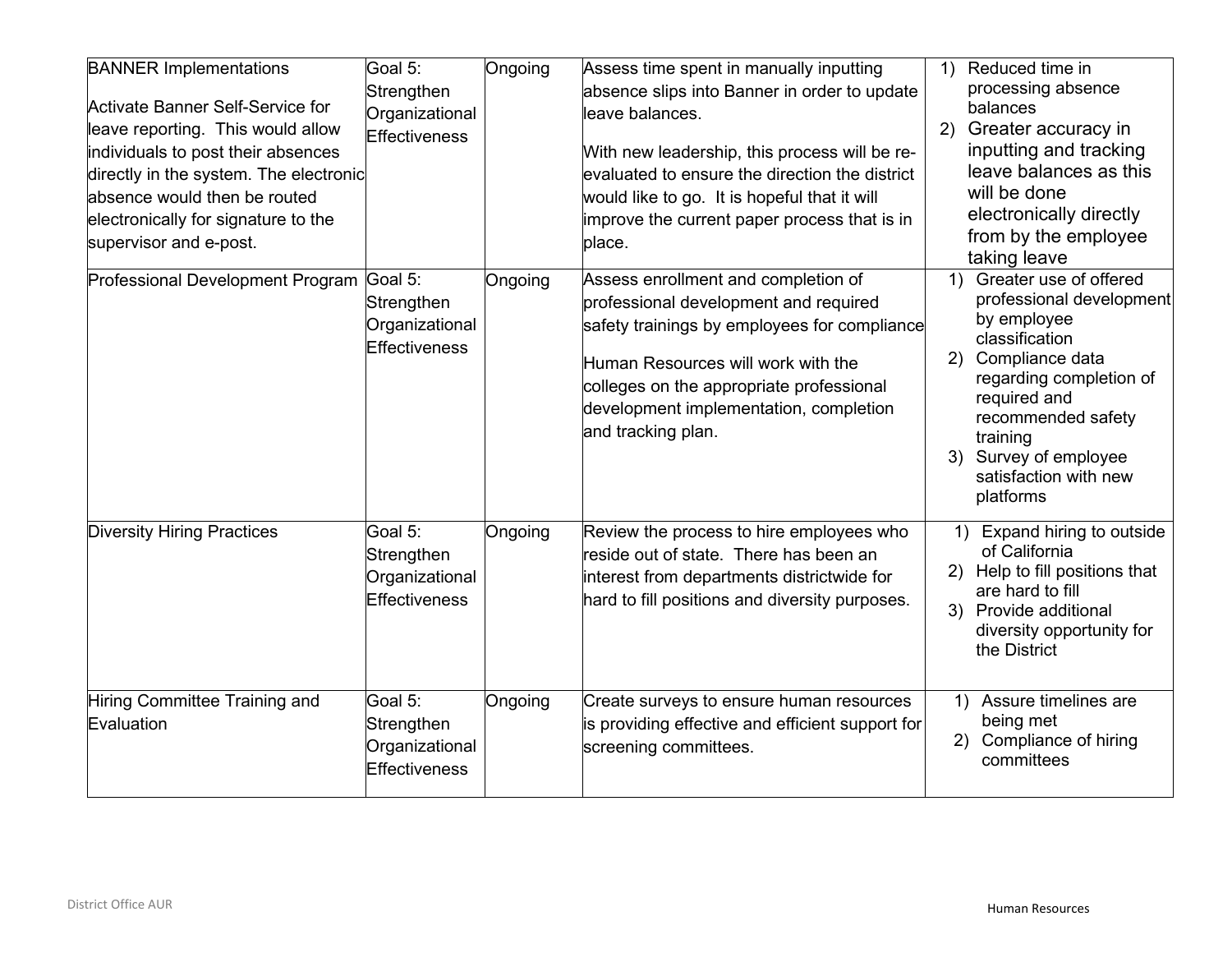| | | | | |
|---|---|---|---|---|
| BANNER Implementations<br><br>Activate Banner Self-Service for leave reporting. This would allow individuals to post their absences directly in the system. The electronic absence would then be routed electronically for signature to the supervisor and e-post. | Goal 5: Strengthen Organizational Effectiveness | Ongoing | Assess time spent in manually inputting absence slips into Banner in order to update leave balances.<br><br>With new leadership, this process will be re-evaluated to ensure the direction the district would like to go. It is hopeful that it will improve the current paper process that is in place. | 1) Reduced time in processing absence balances<br>2) Greater accuracy in inputting and tracking leave balances as this will be done electronically directly from by the employee taking leave |
| Professional Development Program | Goal 5: Strengthen Organizational Effectiveness | Ongoing | Assess enrollment and completion of professional development and required safety trainings by employees for compliance<br><br>Human Resources will work with the colleges on the appropriate professional development implementation, completion and tracking plan. | 1) Greater use of offered professional development by employee classification<br>2) Compliance data regarding completion of required and recommended safety training<br>3) Survey of employee satisfaction with new platforms |
| Diversity Hiring Practices | Goal 5: Strengthen Organizational Effectiveness | Ongoing | Review the process to hire employees who reside out of state. There has been an interest from departments districtwide for hard to fill positions and diversity purposes. | 1) Expand hiring to outside of California<br>2) Help to fill positions that are hard to fill<br>3) Provide additional diversity opportunity for the District |
| Hiring Committee Training and Evaluation | Goal 5: Strengthen Organizational Effectiveness | Ongoing | Create surveys to ensure human resources is providing effective and efficient support for screening committees. | 1) Assure timelines are being met<br>2) Compliance of hiring committees |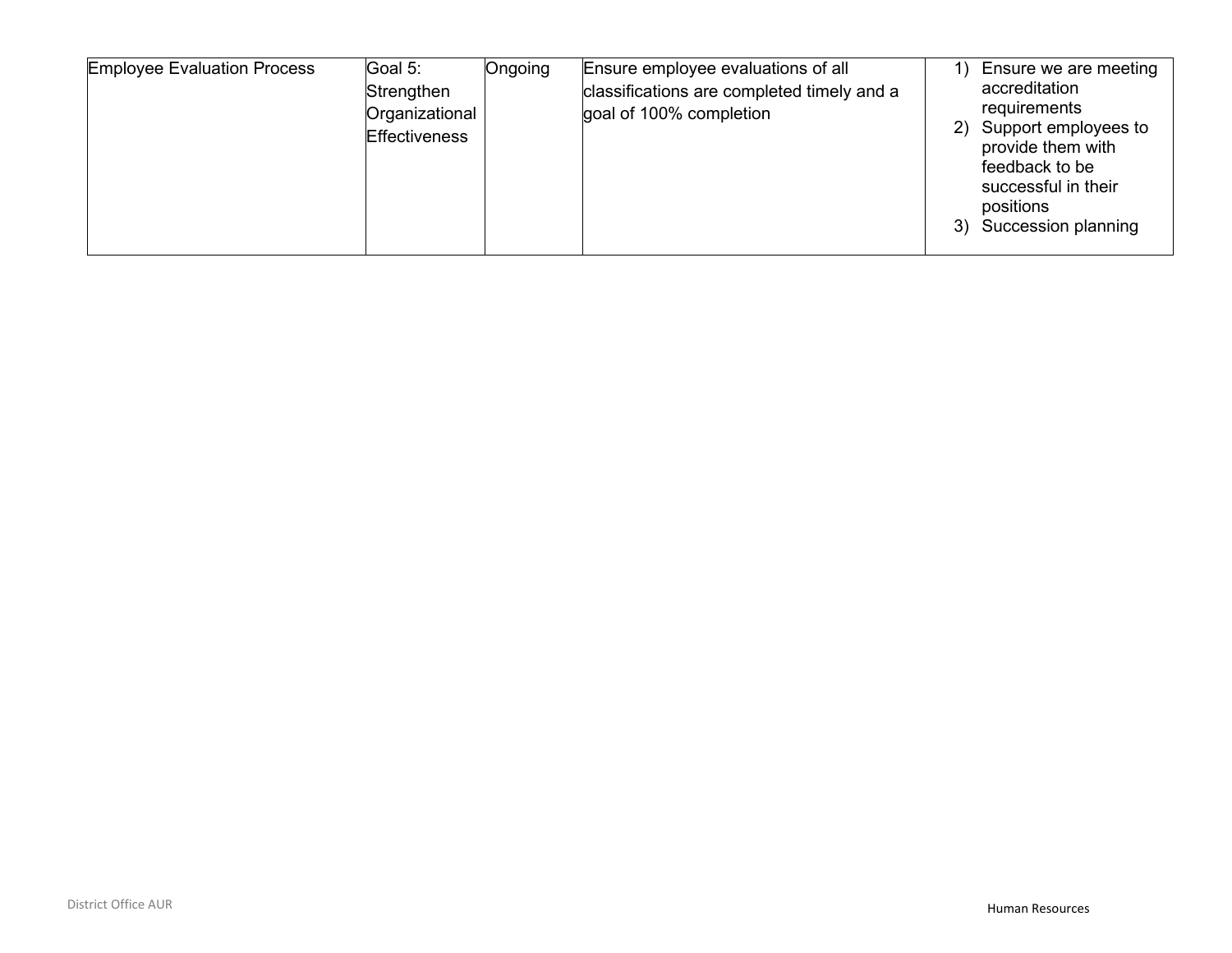| | | | | |
|---|---|---|---|---|
| Employee Evaluation Process | Goal 5: Strengthen Organizational Effectiveness | Ongoing | Ensure employee evaluations of all classifications are completed timely and a goal of 100% completion | 1) Ensure we are meeting accreditation requirements<br>2) Support employees to provide them with feedback to be successful in their positions<br>3) Succession planning |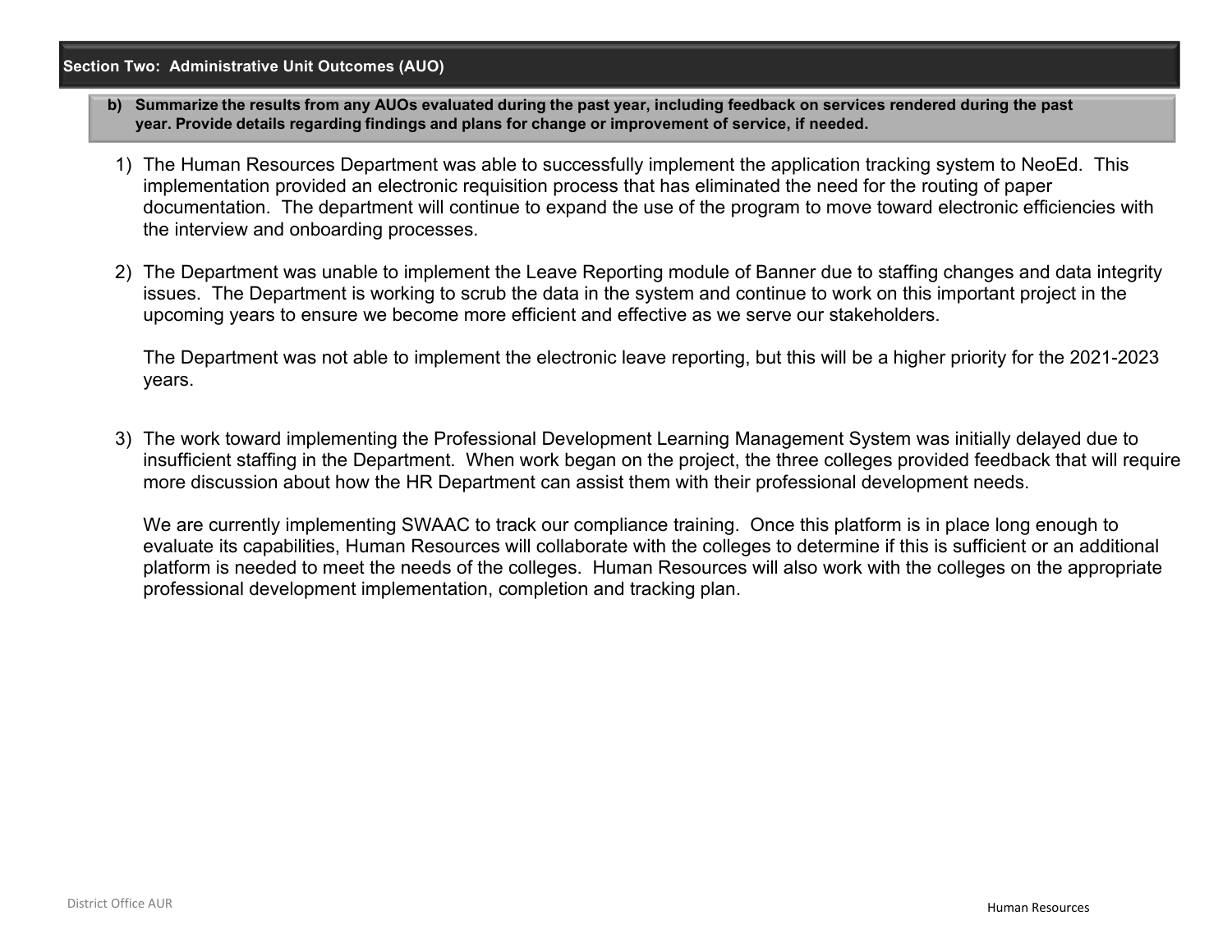## Section Two: Administrative Unit Outcomes (AUO)

**b) Summarize the results from any AUOs evaluated during the past year, including feedback on services rendered during the past year. Provide details regarding findings and plans for change or improvement of service, if needed.**

1) The Human Resources Department was able to successfully implement the application tracking system to NeoEd. This implementation provided an electronic requisition process that has eliminated the need for the routing of paper documentation. The department will continue to expand the use of the program to move toward electronic efficiencies with the interview and onboarding processes.

2) The Department was unable to implement the Leave Reporting module of Banner due to staffing changes and data integrity issues. The Department is working to scrub the data in the system and continue to work on this important project in the upcoming years to ensure we become more efficient and effective as we serve our stakeholders.

   The Department was not able to implement the electronic leave reporting, but this will be a higher priority for the 2021-2023 years.

3) The work toward implementing the Professional Development Learning Management System was initially delayed due to insufficient staffing in the Department. When work began on the project, the three colleges provided feedback that will require more discussion about how the HR Department can assist them with their professional development needs.

   We are currently implementing SWAAC to track our compliance training. Once this platform is in place long enough to evaluate its capabilities, Human Resources will collaborate with the colleges to determine if this is sufficient or an additional platform is needed to meet the needs of the colleges. Human Resources will also work with the colleges on the appropriate professional development implementation, completion and tracking plan.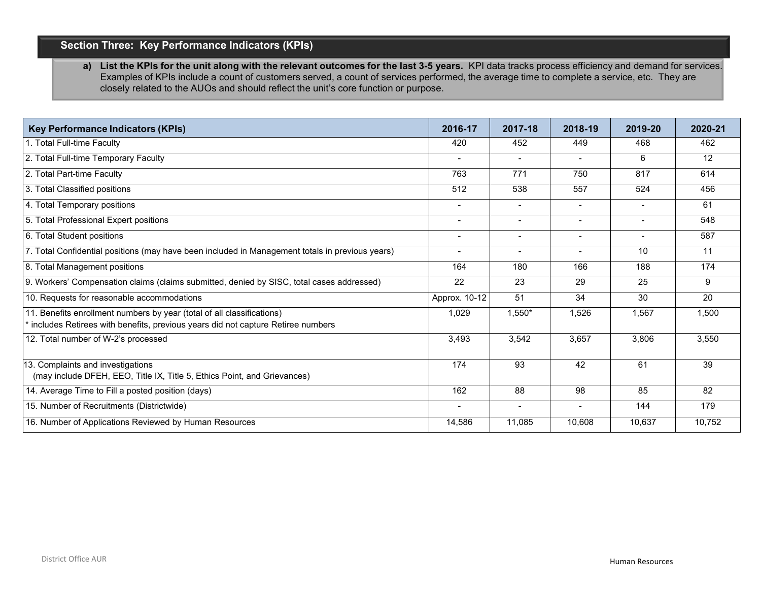## Section Three: Key Performance Indicators (KPIs)

**a) List the KPIs for the unit along with the relevant outcomes for the last 3-5 years.** KPI data tracks process efficiency and demand for services. Examples of KPIs include a count of customers served, a count of services performed, the average time to complete a service, etc. They are closely related to the AUOs and should reflect the unit's core function or purpose.

| Key Performance Indicators (KPIs) | 2016-17 | 2017-18 | 2018-19 | 2019-20 | 2020-21 |
|---|---|---|---|---|---|
| 1. Total Full-time Faculty | 420 | 452 | 449 | 468 | 462 |
| 2. Total Full-time Temporary Faculty | - | - | - | 6 | 12 |
| 2. Total Part-time Faculty | 763 | 771 | 750 | 817 | 614 |
| 3. Total Classified positions | 512 | 538 | 557 | 524 | 456 |
| 4. Total Temporary positions | - | - | - | - | 61 |
| 5. Total Professional Expert positions | - | - | - | - | 548 |
| 6. Total Student positions | - | - | - | - | 587 |
| 7. Total Confidential positions (may have been included in Management totals in previous years) | - | - | - | 10 | 11 |
| 8. Total Management positions | 164 | 180 | 166 | 188 | 174 |
| 9. Workers' Compensation claims (claims submitted, denied by SISC, total cases addressed) | 22 | 23 | 29 | 25 | 9 |
| 10. Requests for reasonable accommodations | Approx. 10-12 | 51 | 34 | 30 | 20 |
| 11. Benefits enrollment numbers by year (total of all classifications) * includes Retirees with benefits, previous years did not capture Retiree numbers | 1,029 | 1,550* | 1,526 | 1,567 | 1,500 |
| 12. Total number of W-2's processed | 3,493 | 3,542 | 3,657 | 3,806 | 3,550 |
| 13. Complaints and investigations (may include DFEH, EEO, Title IX, Title 5, Ethics Point, and Grievances) | 174 | 93 | 42 | 61 | 39 |
| 14. Average Time to Fill a posted position (days) | 162 | 88 | 98 | 85 | 82 |
| 15. Number of Recruitments (Districtwide) | - | - | - | 144 | 179 |
| 16. Number of Applications Reviewed by Human Resources | 14,586 | 11,085 | 10,608 | 10,637 | 10,752 |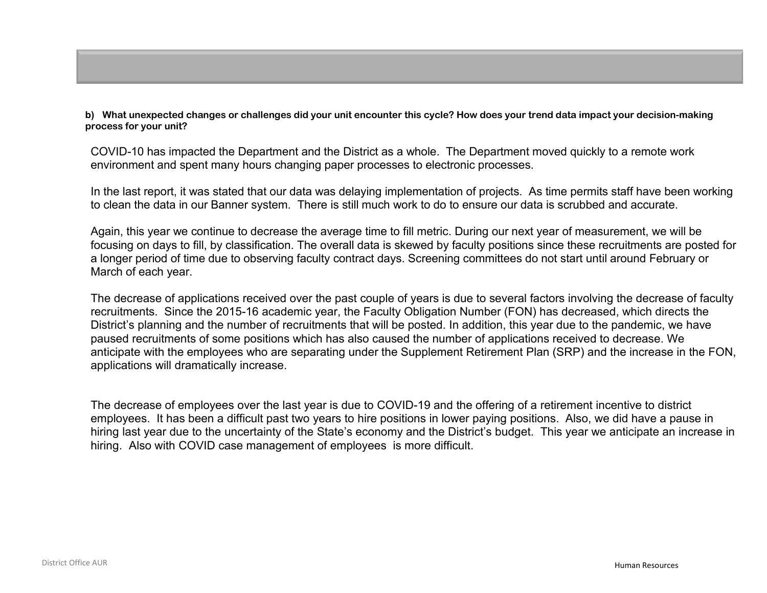**b) What unexpected changes or challenges did your unit encounter this cycle? How does your trend data impact your decision-making process for your unit?**

COVID-10 has impacted the Department and the District as a whole. The Department moved quickly to a remote work environment and spent many hours changing paper processes to electronic processes.

In the last report, it was stated that our data was delaying implementation of projects. As time permits staff have been working to clean the data in our Banner system. There is still much work to do to ensure our data is scrubbed and accurate.

Again, this year we continue to decrease the average time to fill metric. During our next year of measurement, we will be focusing on days to fill, by classification. The overall data is skewed by faculty positions since these recruitments are posted for a longer period of time due to observing faculty contract days. Screening committees do not start until around February or March of each year.

The decrease of applications received over the past couple of years is due to several factors involving the decrease of faculty recruitments. Since the 2015-16 academic year, the Faculty Obligation Number (FON) has decreased, which directs the District's planning and the number of recruitments that will be posted. In addition, this year due to the pandemic, we have paused recruitments of some positions which has also caused the number of applications received to decrease. We anticipate with the employees who are separating under the Supplement Retirement Plan (SRP) and the increase in the FON, applications will dramatically increase.

The decrease of employees over the last year is due to COVID-19 and the offering of a retirement incentive to district employees. It has been a difficult past two years to hire positions in lower paying positions. Also, we did have a pause in hiring last year due to the uncertainty of the State's economy and the District's budget. This year we anticipate an increase in hiring. Also with COVID case management of employees is more difficult.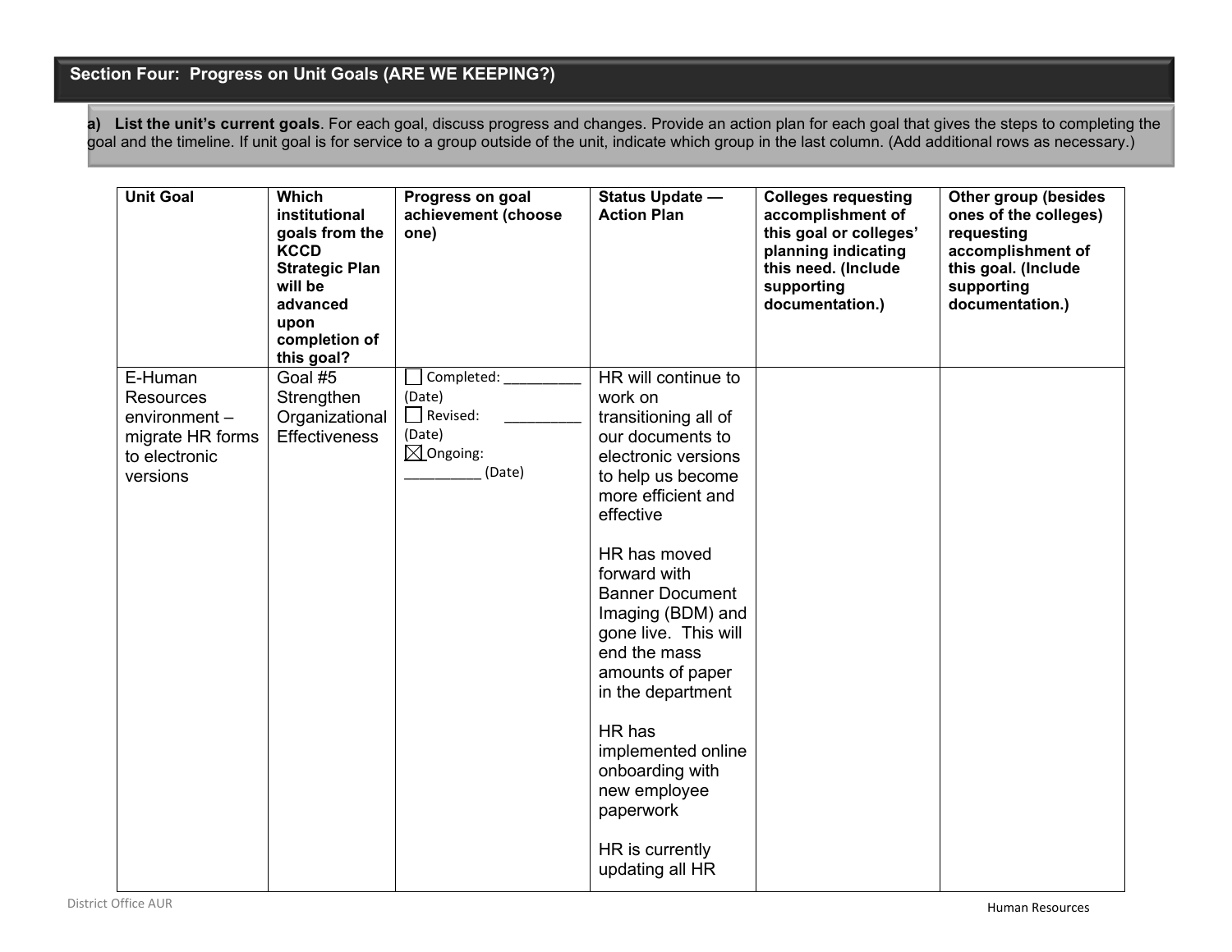## Section Four: Progress on Unit Goals (ARE WE KEEPING?)

**a) List the unit's current goals**. For each goal, discuss progress and changes. Provide an action plan for each goal that gives the steps to completing the goal and the timeline. If unit goal is for service to a group outside of the unit, indicate which group in the last column. (Add additional rows as necessary.)

| Unit Goal | Which institutional goals from the KCCD Strategic Plan will be advanced upon completion of this goal? | Progress on goal achievement (choose one) | Status Update — Action Plan | Colleges requesting accomplishment of this goal or colleges' planning indicating this need. (Include supporting documentation.) | Other group (besides ones of the colleges) requesting accomplishment of this goal. (Include supporting documentation.) |
|---|---|---|---|---|---|
| E-Human Resources environment – migrate HR forms to electronic versions | Goal #5 Strengthen Organizational Effectiveness | ☐ Completed: _________ (Date)<br>☐ Revised: _________ (Date)<br>☒ Ongoing: _________ (Date) | HR will continue to work on transitioning all of our documents to electronic versions to help us become more efficient and effective<br><br>HR has moved forward with Banner Document Imaging (BDM) and gone live. This will end the mass amounts of paper in the department<br><br>HR has implemented online onboarding with new employee paperwork<br><br>HR is currently updating all HR | | |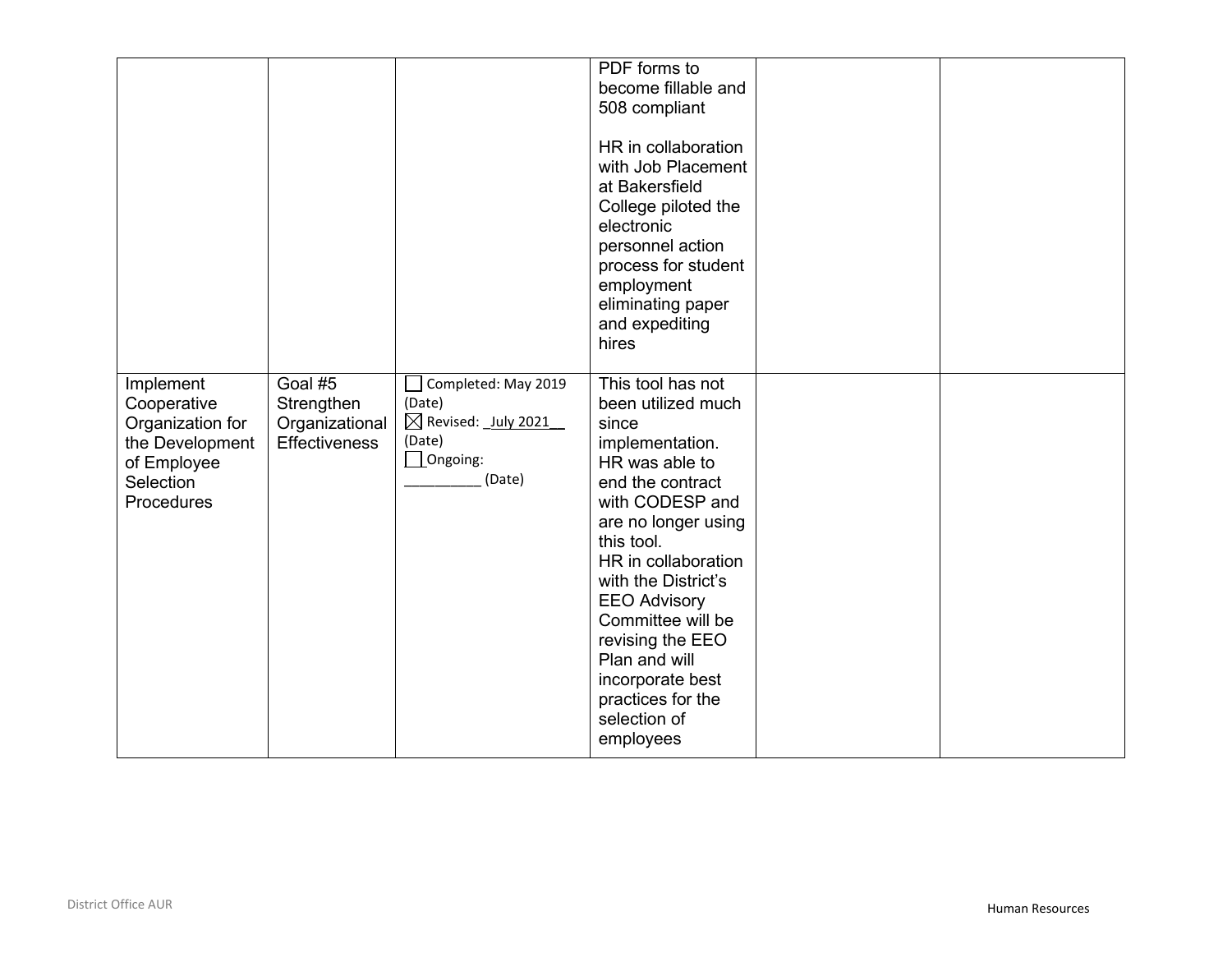| | | | | | |
|---|---|---|---|---|---|
| | | | PDF forms to become fillable and 508 compliant<br><br>HR in collaboration with Job Placement at Bakersfield College piloted the electronic personnel action process for student employment eliminating paper and expediting hires | | |
| Implement Cooperative Organization for the Development of Employee Selection Procedures | Goal #5 Strengthen Organizational Effectiveness | ☐ Completed: May 2019 (Date)<br>☒ Revised: _July 2021__ (Date)<br>☐ Ongoing: _________ (Date) | This tool has not been utilized much since implementation. HR was able to end the contract with CODESP and are no longer using this tool.<br>HR in collaboration with the District's EEO Advisory Committee will be revising the EEO Plan and will incorporate best practices for the selection of employees | | |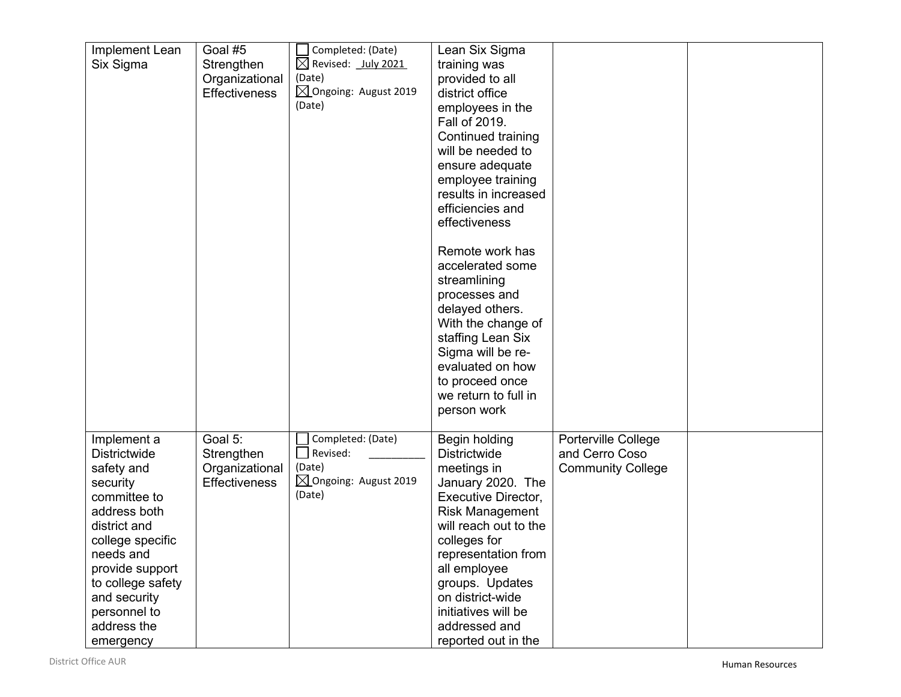| | | | | | |
|---|---|---|---|---|---|
| Implement Lean Six Sigma | Goal #5 Strengthen Organizational Effectiveness | ☐ Completed: (Date)<br>☒ Revised: July 2021 (Date)<br>☒ Ongoing: August 2019 (Date) | Lean Six Sigma training was provided to all district office employees in the Fall of 2019. Continued training will be needed to ensure adequate employee training results in increased efficiencies and effectiveness<br><br>Remote work has accelerated some streamlining processes and delayed others. With the change of staffing Lean Six Sigma will be re-evaluated on how to proceed once we return to full in person work | | |
| Implement a Districtwide safety and security committee to address both district and college specific needs and provide support to college safety and security personnel to address the emergency | Goal 5: Strengthen Organizational Effectiveness | ☐ Completed: (Date)<br>☐ Revised: _________ (Date)<br>☒ Ongoing: August 2019 (Date) | Begin holding Districtwide meetings in January 2020. The Executive Director, Risk Management will reach out to the colleges for representation from all employee groups. Updates on district-wide initiatives will be addressed and reported out in the | Porterville College and Cerro Coso Community College | |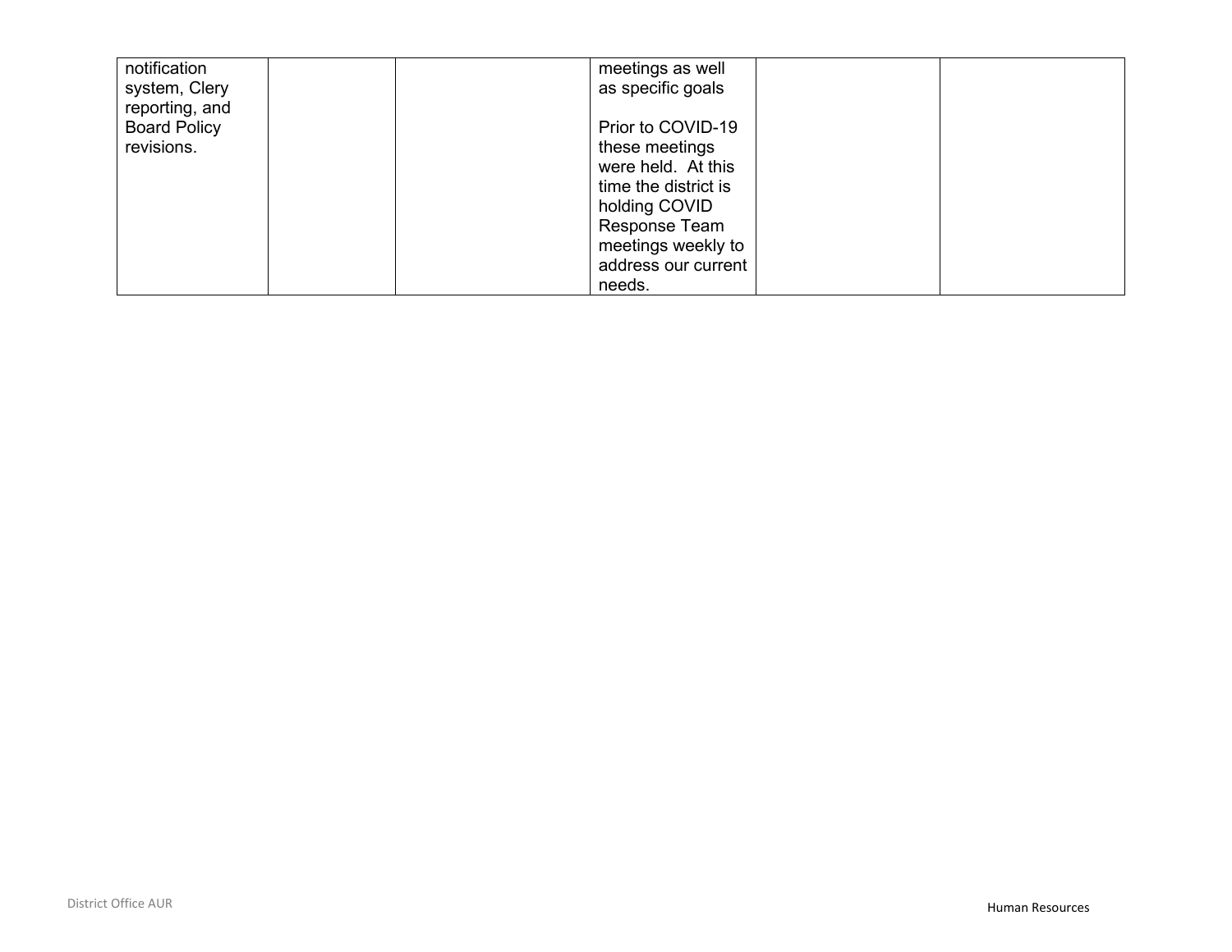| | | | | | |
|---|---|---|---|---|---|
| notification system, Clery reporting, and Board Policy revisions. | | | meetings as well as specific goals<br><br>Prior to COVID-19 these meetings were held. At this time the district is holding COVID Response Team meetings weekly to address our current needs. | | |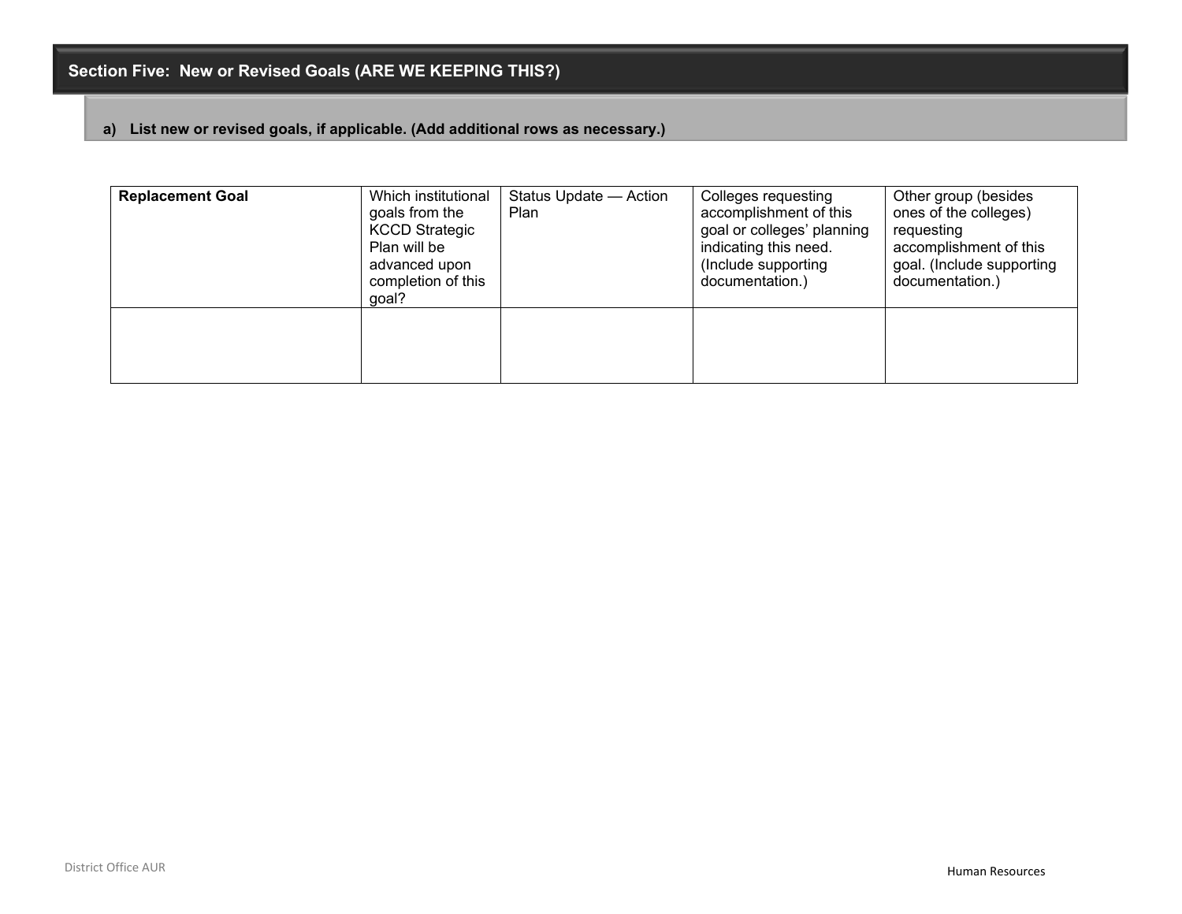## Section Five: New or Revised Goals (ARE WE KEEPING THIS?)

### a) List new or revised goals, if applicable. (Add additional rows as necessary.)

| **Replacement Goal** | Which institutional goals from the KCCD Strategic Plan will be advanced upon completion of this goal? | Status Update — Action Plan | Colleges requesting accomplishment of this goal or colleges' planning indicating this need. (Include supporting documentation.) | Other group (besides ones of the colleges) requesting accomplishment of this goal. (Include supporting documentation.) |
|---|---|---|---|---|
| | | | | |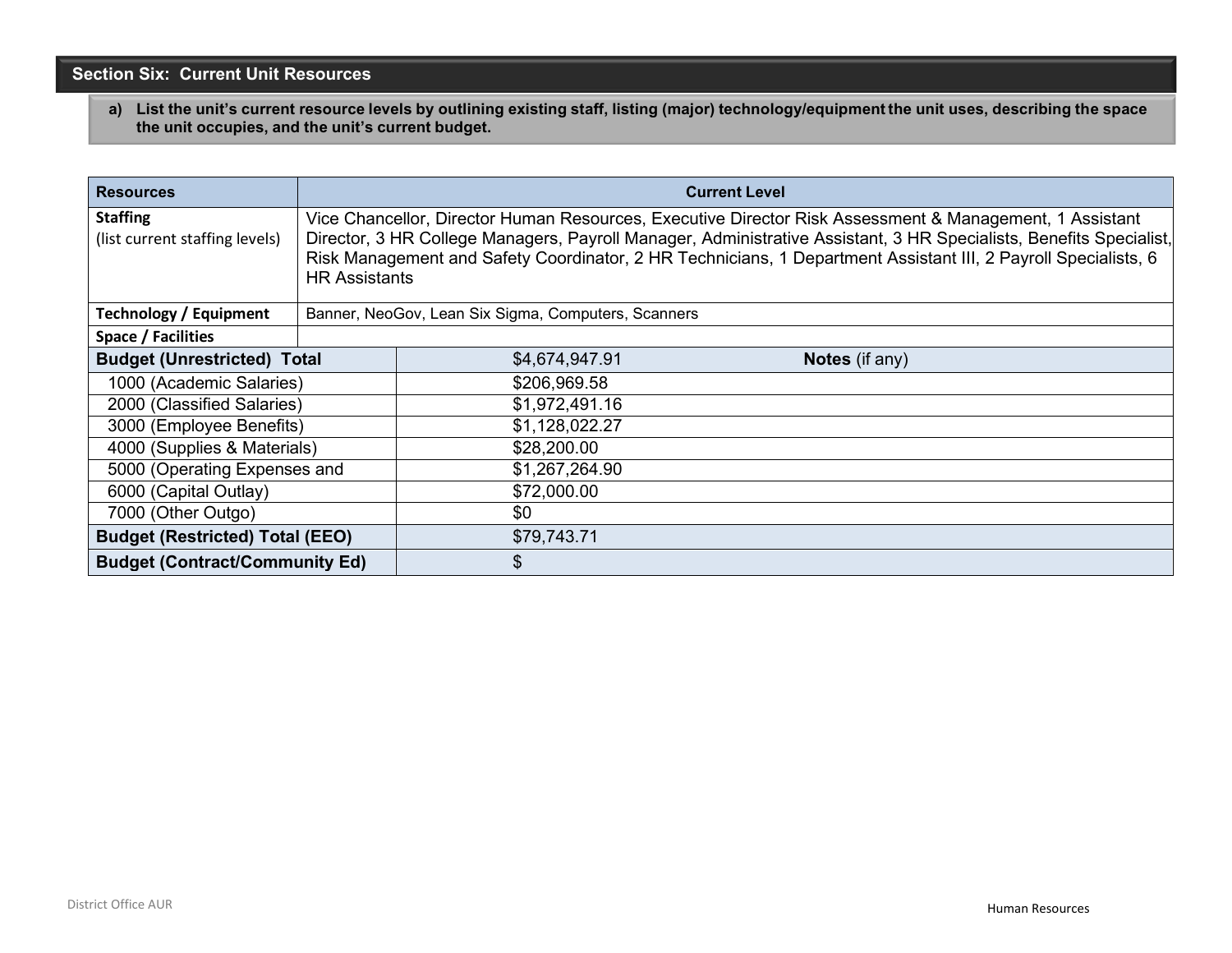## Section Six: Current Unit Resources

**a) List the unit's current resource levels by outlining existing staff, listing (major) technology/equipment the unit uses, describing the space the unit occupies, and the unit's current budget.**

| Resources | Current Level | |
|---|---|---|
| **Staffing** (list current staffing levels) | Vice Chancellor, Director Human Resources, Executive Director Risk Assessment & Management, 1 Assistant Director, 3 HR College Managers, Payroll Manager, Administrative Assistant, 3 HR Specialists, Benefits Specialist, Risk Management and Safety Coordinator, 2 HR Technicians, 1 Department Assistant III, 2 Payroll Specialists, 6 HR Assistants | |
| **Technology / Equipment** | Banner, NeoGov, Lean Six Sigma, Computers, Scanners | |
| **Space / Facilities** | | |
| **Budget (Unrestricted) Total** | $4,674,947.91 | **Notes** (if any) |
| 1000 (Academic Salaries) | $206,969.58 | |
| 2000 (Classified Salaries) | $1,972,491.16 | |
| 3000 (Employee Benefits) | $1,128,022.27 | |
| 4000 (Supplies & Materials) | $28,200.00 | |
| 5000 (Operating Expenses and | $1,267,264.90 | |
| 6000 (Capital Outlay) | $72,000.00 | |
| 7000 (Other Outgo) | $0 | |
| **Budget (Restricted) Total (EEO)** | $79,743.71 | |
| **Budget (Contract/Community Ed)** | $ | |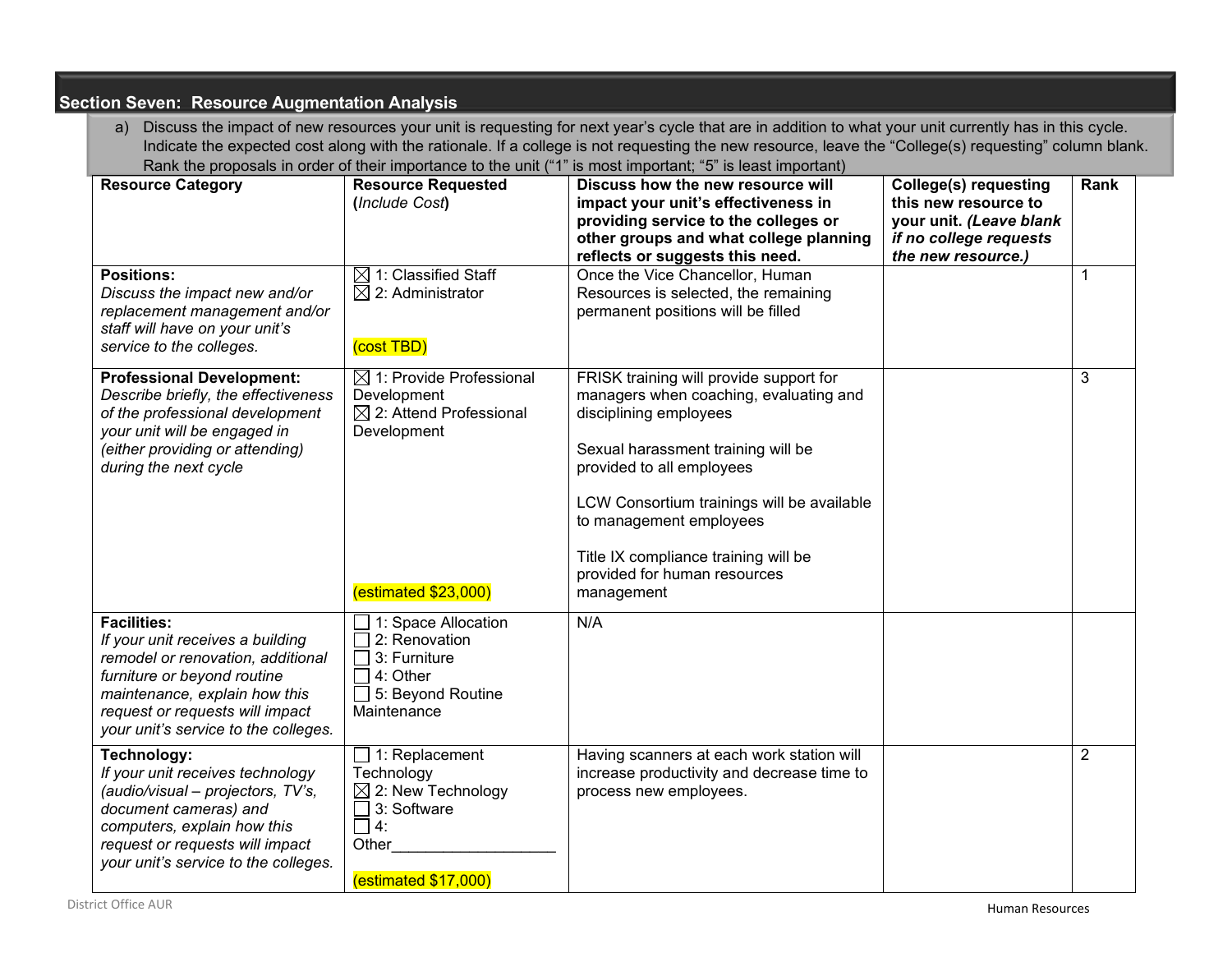## Section Seven: Resource Augmentation Analysis

a) Discuss the impact of new resources your unit is requesting for next year's cycle that are in addition to what your unit currently has in this cycle. Indicate the expected cost along with the rationale. If a college is not requesting the new resource, leave the "College(s) requesting" column blank. Rank the proposals in order of their importance to the unit ("1" is most important; "5" is least important)

| **Resource Category** | **Resource Requested** (*Include Cost*) | **Discuss how the new resource will impact your unit's effectiveness in providing service to the colleges or other groups and what college planning reflects or suggests this need.** | **College(s) requesting this new resource to your unit.** ***(Leave blank if no college requests the new resource.)*** | **Rank** |
|---|---|---|---|---|
| **Positions:** *Discuss the impact new and/or replacement management and/or staff will have on your unit's service to the colleges.* | ☒ 1: Classified Staff<br>☒ 2: Administrator<br><br>(cost TBD) | Once the Vice Chancellor, Human Resources is selected, the remaining permanent positions will be filled | | 1 |
| **Professional Development:** *Describe briefly, the effectiveness of the professional development your unit will be engaged in (either providing or attending) during the next cycle* | ☒ 1: Provide Professional Development<br>☒ 2: Attend Professional Development<br><br>(estimated $23,000) | FRISK training will provide support for managers when coaching, evaluating and disciplining employees<br><br>Sexual harassment training will be provided to all employees<br><br>LCW Consortium trainings will be available to management employees<br><br>Title IX compliance training will be provided for human resources management | | 3 |
| **Facilities:** *If your unit receives a building remodel or renovation, additional furniture or beyond routine maintenance, explain how this request or requests will impact your unit's service to the colleges.* | ☐ 1: Space Allocation<br>☐ 2: Renovation<br>☐ 3: Furniture<br>☐ 4: Other<br>☐ 5: Beyond Routine Maintenance | N/A | | |
| **Technology:** *If your unit receives technology (audio/visual – projectors, TV's, document cameras) and computers, explain how this request or requests will impact your unit's service to the colleges.* | ☐ 1: Replacement Technology<br>☒ 2: New Technology<br>☐ 3: Software<br>☐ 4: Other\_\_\_\_\_\_\_\_\_\_\_\_\_\_\_\_\_\_<br><br>(estimated $17,000) | Having scanners at each work station will increase productivity and decrease time to process new employees. | | 2 |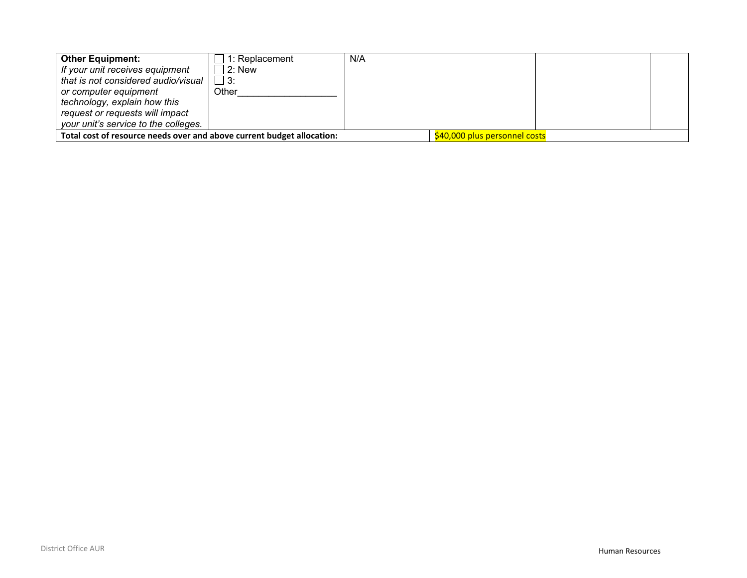| | | | | |
|---|---|---|---|---|
| **Other Equipment:** *If your unit receives equipment that is not considered audio/visual or computer equipment technology, explain how this request or requests will impact your unit's service to the colleges.* | ☐ 1: Replacement<br>☐ 2: New<br>☐ 3: Other__________________ | N/A | | |
| **Total cost of resource needs over and above current budget allocation:** | | | $40,000 plus personnel costs | |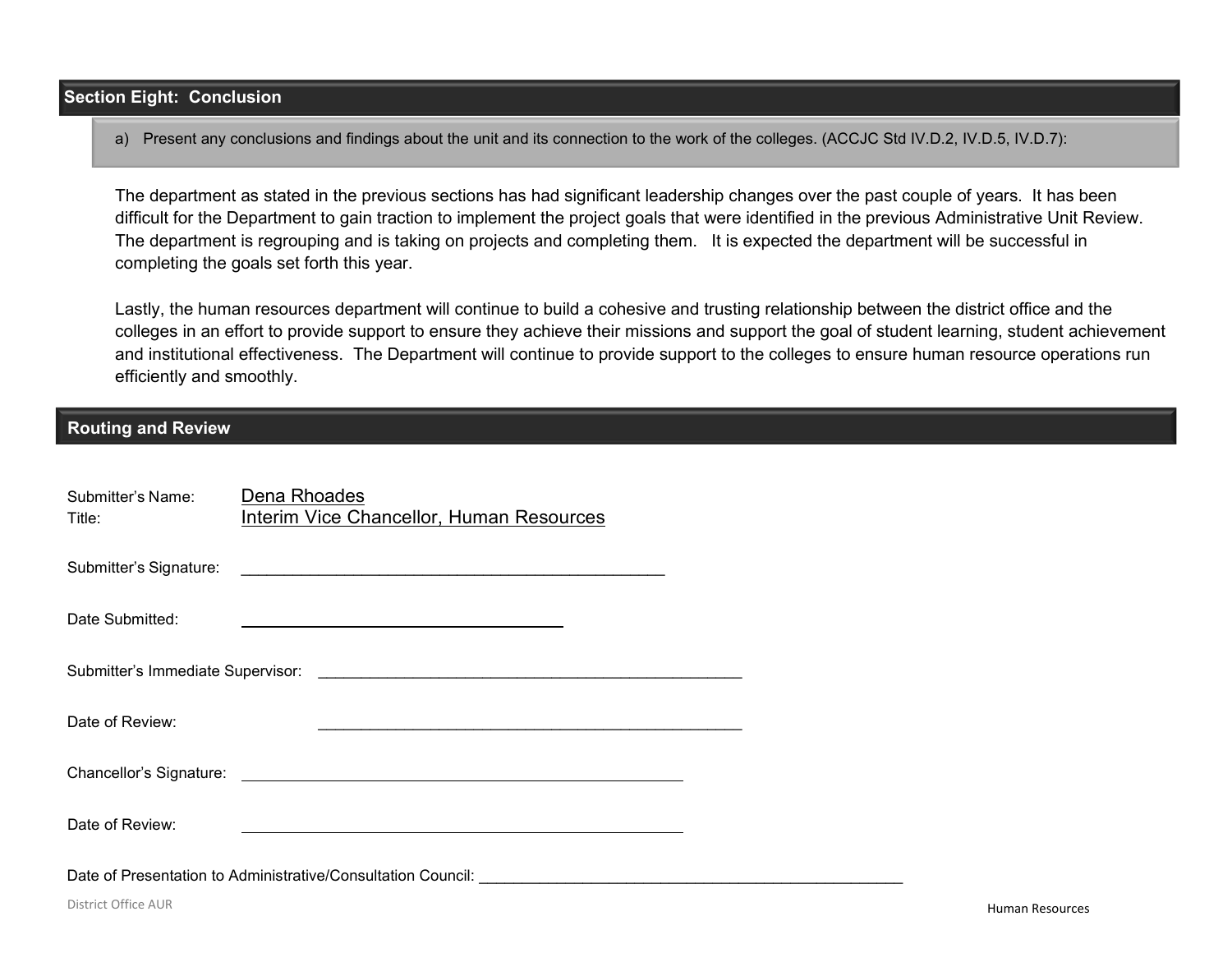## Section Eight: Conclusion

a) Present any conclusions and findings about the unit and its connection to the work of the colleges. (ACCJC Std IV.D.2, IV.D.5, IV.D.7):

The department as stated in the previous sections has had significant leadership changes over the past couple of years. It has been difficult for the Department to gain traction to implement the project goals that were identified in the previous Administrative Unit Review. The department is regrouping and is taking on projects and completing them. It is expected the department will be successful in completing the goals set forth this year.

Lastly, the human resources department will continue to build a cohesive and trusting relationship between the district office and the colleges in an effort to provide support to ensure they achieve their missions and support the goal of student learning, student achievement and institutional effectiveness. The Department will continue to provide support to the colleges to ensure human resource operations run efficiently and smoothly.

## Routing and Review

Submitter's Name: Dena Rhoades
Title: Interim Vice Chancellor, Human Resources

Submitter's Signature: ______________________________________________

Date Submitted: ______________________________________________

Submitter's Immediate Supervisor: ______________________________________________

Date of Review: ______________________________________________

Chancellor's Signature: ______________________________________________

Date of Review: ______________________________________________

Date of Presentation to Administrative/Consultation Council: ______________________________________________